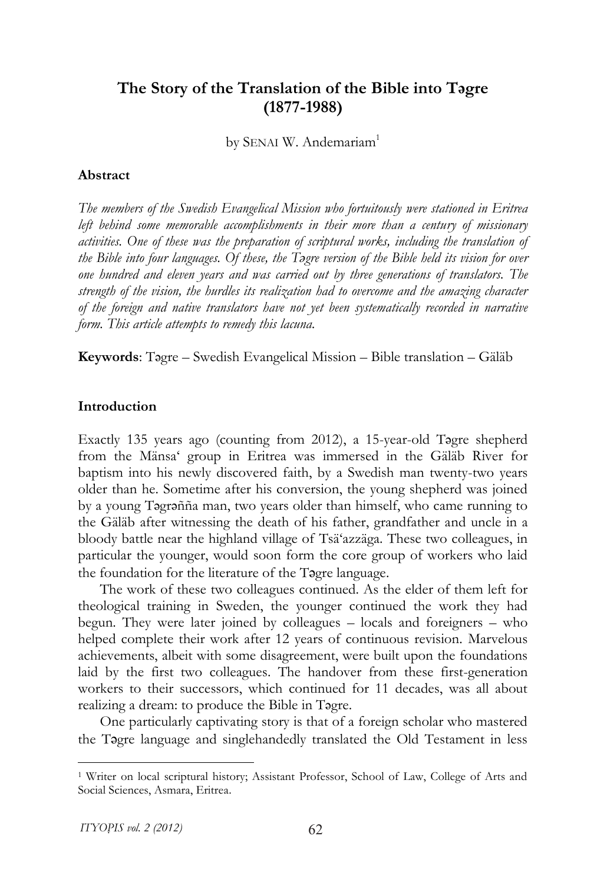# The Story of the Translation of the Bible into Tәgre (1877-1988)

by SENAI W. Andemariam[1]

**Abstract**

*The members of the Swedish Evangelical Mission who fortuitously were stationed in Eritrea left behind some memorable accomplishments in their more than a century of missionary activities. One of these was the preparation of scriptural works, including the translation of the Bible into four languages. Of these, the Tәgre version of the Bible held its vision for over one hundred and eleven years and was carried out by three generations of translators. The strength of the vision, the hurdles its realization had to overcome and the amazing character of the foreign and native translators have not yet been systematically recorded in narrative form. This article attempts to remedy this lacuna.*

**Keywords**: Tәgre – Swedish Evangelical Mission – Bible translation – Gäläb

## Introduction

Exactly 135 years ago (counting from 2012), a 15-year-old Tәgre shepherd from the Mänsa' group in Eritrea was immersed in the Gäläb River for baptism into his newly discovered faith, by a Swedish man twenty-two years older than he. Sometime after his conversion, the young shepherd was joined by a young Tәgrәñña man, two years older than himself, who came running to the Gäläb after witnessing the death of his father, grandfather and uncle in a bloody battle near the highland village of Tsä'azzäga. These two colleagues, in particular the younger, would soon form the core group of workers who laid the foundation for the literature of the Tәgre language.

The work of these two colleagues continued. As the elder of them left for theological training in Sweden, the younger continued the work they had begun. They were later joined by colleagues – locals and foreigners – who helped complete their work after 12 years of continuous revision. Marvelous achievements, albeit with some disagreement, were built upon the foundations laid by the first two colleagues. The handover from these first-generation workers to their successors, which continued for 11 decades, was all about realizing a dream: to produce the Bible in Tәgre.

One particularly captivating story is that of a foreign scholar who mastered the Tәgre language and singlehandedly translated the Old Testament in less

[1] Writer on local scriptural history; Assistant Professor, School of Law, College of Arts and Social Sciences, Asmara, Eritrea.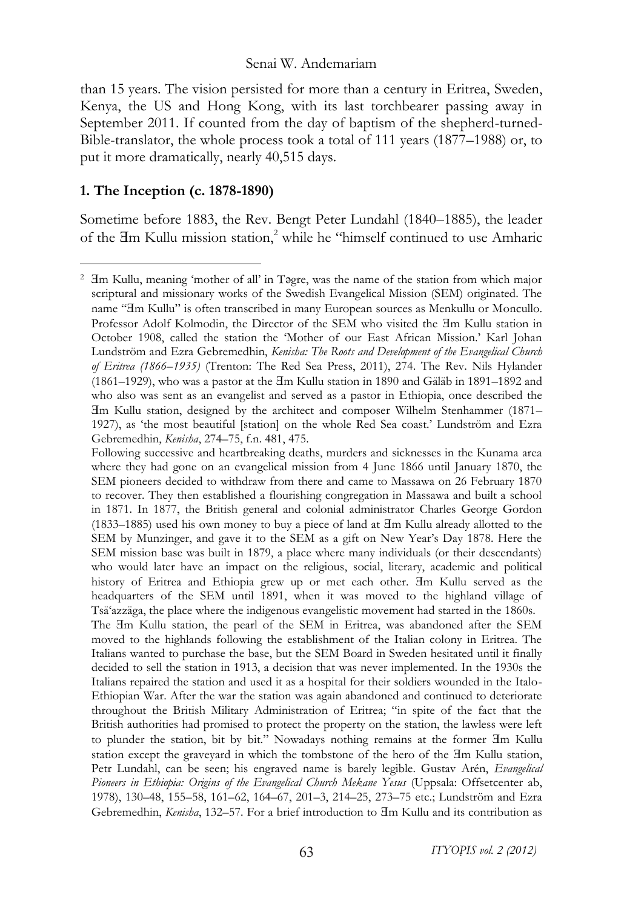than 15 years. The vision persisted for more than a century in Eritrea, Sweden, Kenya, the US and Hong Kong, with its last torchbearer passing away in September 2011. If counted from the day of baptism of the shepherd-turned-Bible-translator, the whole process took a total of 111 years (1877–1988) or, to put it more dramatically, nearly 40,515 days.

## 1. The Inception (c. 1878-1890)

Sometime before 1883, the Rev. Bengt Peter Lundahl (1840–1885), the leader of the Ǝm Kullu mission station,[2] while he "himself continued to use Amharic

---

[2] Ǝm Kullu, meaning 'mother of all' in Təgre, was the name of the station from which major scriptural and missionary works of the Swedish Evangelical Mission (SEM) originated. The name "Ǝm Kullu" is often transcribed in many European sources as Menkullu or Moncullo. Professor Adolf Kolmodin, the Director of the SEM who visited the Ǝm Kullu station in October 1908, called the station the 'Mother of our East African Mission.' Karl Johan Lundström and Ezra Gebremedhin, *Kenisha: The Roots and Development of the Evangelical Church of Eritrea (1866–1935)* (Trenton: The Red Sea Press, 2011), 274. The Rev. Nils Hylander (1861–1929), who was a pastor at the Ǝm Kullu station in 1890 and Gäläb in 1891–1892 and who also was sent as an evangelist and served as a pastor in Ethiopia, once described the Ǝm Kullu station, designed by the architect and composer Wilhelm Stenhammer (1871–1927), as 'the most beautiful [station] on the whole Red Sea coast.' Lundström and Ezra Gebremedhin, *Kenisha*, 274–75, f.n. 481, 475.

Following successive and heartbreaking deaths, murders and sicknesses in the Kunama area where they had gone on an evangelical mission from 4 June 1866 until January 1870, the SEM pioneers decided to withdraw from there and came to Massawa on 26 February 1870 to recover. They then established a flourishing congregation in Massawa and built a school in 1871. In 1877, the British general and colonial administrator Charles George Gordon (1833–1885) used his own money to buy a piece of land at Ǝm Kullu already allotted to the SEM by Munzinger, and gave it to the SEM as a gift on New Year's Day 1878. Here the SEM mission base was built in 1879, a place where many individuals (or their descendants) who would later have an impact on the religious, social, literary, academic and political history of Eritrea and Ethiopia grew up or met each other. Ǝm Kullu served as the headquarters of the SEM until 1891, when it was moved to the highland village of Tsäʿazzäga, the place where the indigenous evangelistic movement had started in the 1860s.

The Ǝm Kullu station, the pearl of the SEM in Eritrea, was abandoned after the SEM moved to the highlands following the establishment of the Italian colony in Eritrea. The Italians wanted to purchase the base, but the SEM Board in Sweden hesitated until it finally decided to sell the station in 1913, a decision that was never implemented. In the 1930s the Italians repaired the station and used it as a hospital for their soldiers wounded in the Italo-Ethiopian War. After the war the station was again abandoned and continued to deteriorate throughout the British Military Administration of Eritrea; "in spite of the fact that the British authorities had promised to protect the property on the station, the lawless were left to plunder the station, bit by bit." Nowadays nothing remains at the former Ǝm Kullu station except the graveyard in which the tombstone of the hero of the Ǝm Kullu station, Petr Lundahl, can be seen; his engraved name is barely legible. Gustav Arén, *Evangelical Pioneers in Ethiopia: Origins of the Evangelical Church Mekane Yesus* (Uppsala: Offsetcenter ab, 1978), 130–48, 155–58, 161–62, 164–67, 201–3, 214–25, 273–75 etc.; Lundström and Ezra Gebremedhin, *Kenisha*, 132–57. For a brief introduction to Ǝm Kullu and its contribution as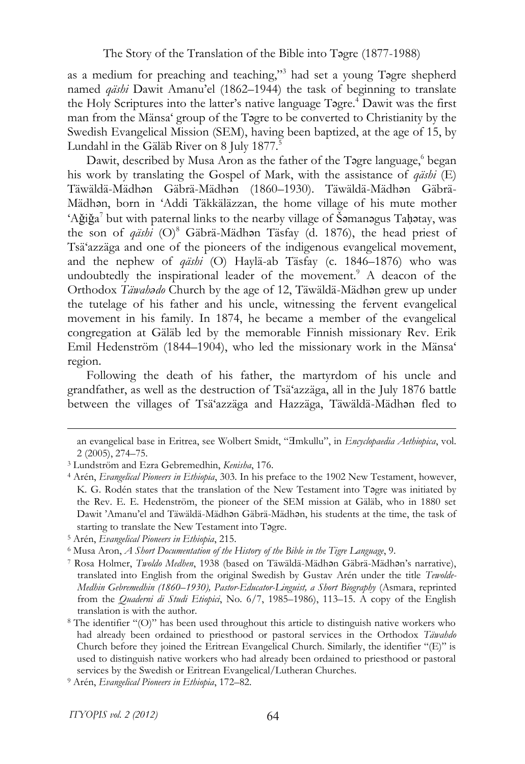as a medium for preaching and teaching,"[3] had set a young Təgre shepherd named *qäshi* Dawit Amanu'el (1862–1944) the task of beginning to translate the Holy Scriptures into the latter's native language Təgre.[4] Dawit was the first man from the Mänsa' group of the Təgre to be converted to Christianity by the Swedish Evangelical Mission (SEM), having been baptized, at the age of 15, by Lundahl in the Gäläb River on 8 July 1877.[5]

Dawit, described by Musa Aron as the father of the Təgre language,[6] began his work by translating the Gospel of Mark, with the assistance of *qäshi* (E) Täwäldä-Mädhən Gäbrä-Mädhən (1860–1930). Täwäldä-Mädhən Gäbrä-Mädhən, born in 'Addi Täkkäläzzan, the home village of his mute mother 'Ağiğa[7] but with paternal links to the nearby village of Šəmanəgus Taḥətay, was the son of *qäshi* (O)[8] Gäbrä-Mädhən Täsfay (d. 1876), the head priest of Tsä'azzäga and one of the pioneers of the indigenous evangelical movement, and the nephew of *qäshi* (O) Haylä-ab Täsfay (c. 1846–1876) who was undoubtedly the inspirational leader of the movement.[9] A deacon of the Orthodox *Täwahədo* Church by the age of 12, Täwäldä-Mädhən grew up under the tutelage of his father and his uncle, witnessing the fervent evangelical movement in his family. In 1874, he became a member of the evangelical congregation at Gäläb led by the memorable Finnish missionary Rev. Erik Emil Hedenström (1844–1904), who led the missionary work in the Mänsa' region.

Following the death of his father, the martyrdom of his uncle and grandfather, as well as the destruction of Tsä'azzäga, all in the July 1876 battle between the villages of Tsä'azzäga and Hazzäga, Täwäldä-Mädhən fled to

---

an evangelical base in Eritrea, see Wolbert Smidt, "Ǝmkullu", in *Encyclopaedia Aethiopica*, vol. 2 (2005), 274–75.

[3] Lundström and Ezra Gebremedhin, *Kenisha*, 176.

[4] Arén, *Evangelical Pioneers in Ethiopia*, 303. In his preface to the 1902 New Testament, however, K. G. Rodén states that the translation of the New Testament into Təgre was initiated by the Rev. E. E. Hedenström, the pioneer of the SEM mission at Gäläb, who in 1880 set Dawit 'Amanu'el and Täwäldä-Mädhən Gäbrä-Mädhən, his students at the time, the task of starting to translate the New Testament into Təgre.

[5] Arén, *Evangelical Pioneers in Ethiopia*, 215.

[6] Musa Aron, *A Short Documentation of the History of the Bible in the Tigre Language*, 9.

[7] Rosa Holmer, *Twoldo Medhen*, 1938 (based on Täwäldä-Mädhən Gäbrä-Mädhən's narrative), translated into English from the original Swedish by Gustav Arén under the title *Tewolde-Medhin Gebremedhin (1860–1930), Pastor-Educator-Linguist, a Short Biography* (Asmara, reprinted from the *Quaderni di Studi Etiopici*, No. 6/7, 1985–1986), 113–15. A copy of the English translation is with the author.

[8] The identifier "(O)" has been used throughout this article to distinguish native workers who had already been ordained to priesthood or pastoral services in the Orthodox *Täwahdo* Church before they joined the Eritrean Evangelical Church. Similarly, the identifier "(E)" is used to distinguish native workers who had already been ordained to priesthood or pastoral services by the Swedish or Eritrean Evangelical/Lutheran Churches.

[9] Arén, *Evangelical Pioneers in Ethiopia*, 172–82.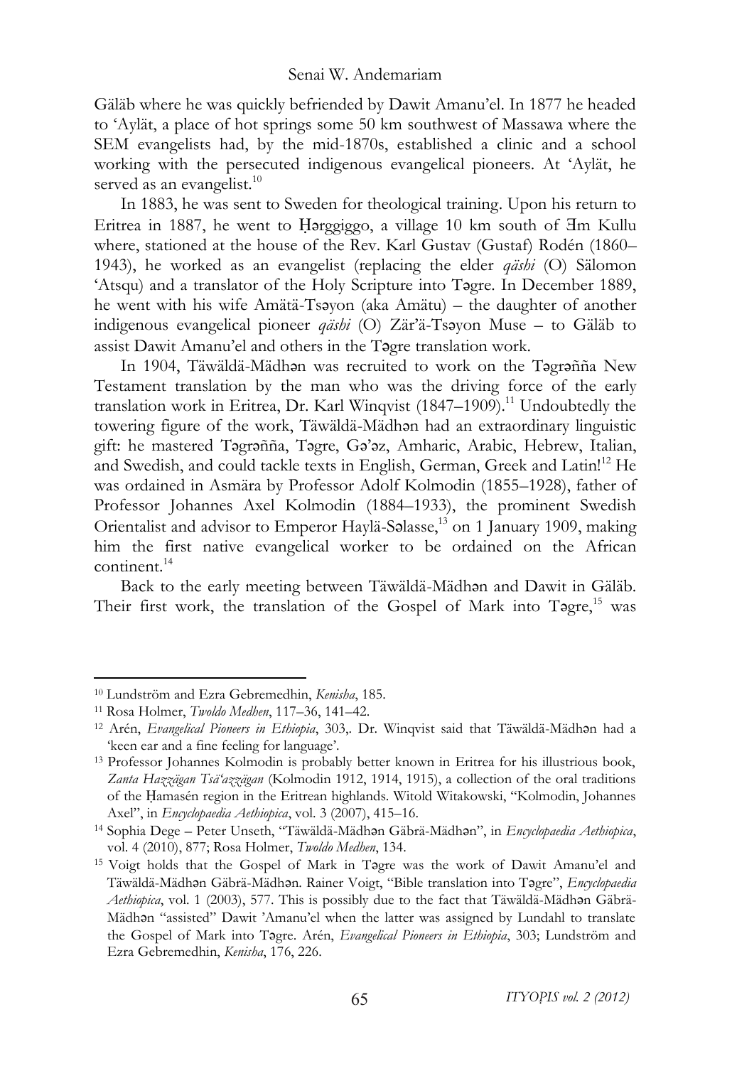Gäläb where he was quickly befriended by Dawit Amanu'el. In 1877 he headed to 'Aylät, a place of hot springs some 50 km southwest of Massawa where the SEM evangelists had, by the mid-1870s, established a clinic and a school working with the persecuted indigenous evangelical pioneers. At 'Aylät, he served as an evangelist.[10]

In 1883, he was sent to Sweden for theological training. Upon his return to Eritrea in 1887, he went to Ḥərggiggo, a village 10 km south of Ǝm Kullu where, stationed at the house of the Rev. Karl Gustav (Gustaf) Rodén (1860–1943), he worked as an evangelist (replacing the elder *qäshi* (O) Sälomon 'Atsqu) and a translator of the Holy Scripture into Təgre. In December 1889, he went with his wife Amätä-Tsəyon (aka Amätu) – the daughter of another indigenous evangelical pioneer *qäshi* (O) Zär'ä-Tsəyon Muse – to Gäläb to assist Dawit Amanu'el and others in the Təgre translation work.

In 1904, Täwäldä-Mädhən was recruited to work on the Təgrəñña New Testament translation by the man who was the driving force of the early translation work in Eritrea, Dr. Karl Winqvist (1847–1909).[11] Undoubtedly the towering figure of the work, Täwäldä-Mädhən had an extraordinary linguistic gift: he mastered Təgrəñña, Təgre, Gəʿəz, Amharic, Arabic, Hebrew, Italian, and Swedish, and could tackle texts in English, German, Greek and Latin![12] He was ordained in Asmära by Professor Adolf Kolmodin (1855–1928), father of Professor Johannes Axel Kolmodin (1884–1933), the prominent Swedish Orientalist and advisor to Emperor Haylä-Səlasse,[13] on 1 January 1909, making him the first native evangelical worker to be ordained on the African continent.[14]

Back to the early meeting between Täwäldä-Mädhən and Dawit in Gäläb. Their first work, the translation of the Gospel of Mark into Təgre,[15] was

---

[10] Lundström and Ezra Gebremedhin, *Kenisha*, 185.

[11] Rosa Holmer, *Twoldo Medhen*, 117–36, 141–42.

[12] Arén, *Evangelical Pioneers in Ethiopia*, 303,. Dr. Winqvist said that Täwäldä-Mädhən had a 'keen ear and a fine feeling for language'.

[13] Professor Johannes Kolmodin is probably better known in Eritrea for his illustrious book, *Zanta Hazzägan Tsä'azzägan* (Kolmodin 1912, 1914, 1915), a collection of the oral traditions of the Ḥamasén region in the Eritrean highlands. Witold Witakowski, "Kolmodin, Johannes Axel", in *Encyclopaedia Aethiopica*, vol. 3 (2007), 415–16.

[14] Sophia Dege – Peter Unseth, "Täwäldä-Mädhən Gäbrä-Mädhən", in *Encyclopaedia Aethiopica*, vol. 4 (2010), 877; Rosa Holmer, *Twoldo Medhen*, 134.

[15] Voigt holds that the Gospel of Mark in Təgre was the work of Dawit Amanu'el and Täwäldä-Mädhən Gäbrä-Mädhən. Rainer Voigt, "Bible translation into Təgre", *Encyclopaedia Aethiopica*, vol. 1 (2003), 577. This is possibly due to the fact that Täwäldä-Mädhən Gäbrä-Mädhən "assisted" Dawit 'Amanu'el when the latter was assigned by Lundahl to translate the Gospel of Mark into Təgre. Arén, *Evangelical Pioneers in Ethiopia*, 303; Lundström and Ezra Gebremedhin, *Kenisha*, 176, 226.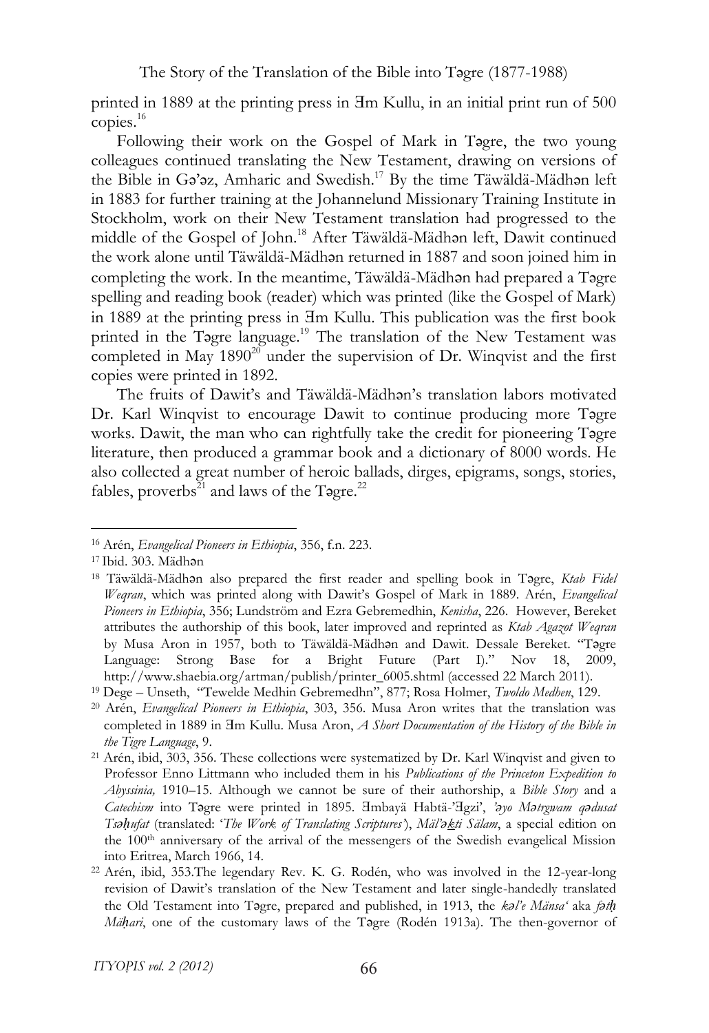printed in 1889 at the printing press in Ǝm Kullu, in an initial print run of 500 copies.[16]

Following their work on the Gospel of Mark in Təgre, the two young colleagues continued translating the New Testament, drawing on versions of the Bible in Gə'əz, Amharic and Swedish.[17] By the time Täwäldä-Mädhən left in 1883 for further training at the Johannelund Missionary Training Institute in Stockholm, work on their New Testament translation had progressed to the middle of the Gospel of John.[18] After Täwäldä-Mädhən left, Dawit continued the work alone until Täwäldä-Mädhən returned in 1887 and soon joined him in completing the work. In the meantime, Täwäldä-Mädhən had prepared a Təgre spelling and reading book (reader) which was printed (like the Gospel of Mark) in 1889 at the printing press in Ǝm Kullu. This publication was the first book printed in the Təgre language.[19] The translation of the New Testament was completed in May 1890[20] under the supervision of Dr. Winqvist and the first copies were printed in 1892.

The fruits of Dawit's and Täwäldä-Mädhən's translation labors motivated Dr. Karl Winqvist to encourage Dawit to continue producing more Təgre works. Dawit, the man who can rightfully take the credit for pioneering Təgre literature, then produced a grammar book and a dictionary of 8000 words. He also collected a great number of heroic ballads, dirges, epigrams, songs, stories, fables, proverbs[21] and laws of the Təgre.[22]

---

[16] Arén, *Evangelical Pioneers in Ethiopia*, 356, f.n. 223.

[17] Ibid. 303. Mädhən

[18] Täwäldä-Mädhən also prepared the first reader and spelling book in Təgre, *Ktab Fidel Weqran*, which was printed along with Dawit's Gospel of Mark in 1889. Arén, *Evangelical Pioneers in Ethiopia*, 356; Lundström and Ezra Gebremedhin, *Kenisha*, 226. However, Bereket attributes the authorship of this book, later improved and reprinted as *Ktab Agazot Weqran* by Musa Aron in 1957, both to Täwäldä-Mädhən and Dawit. Dessale Bereket. "Təgre Language: Strong Base for a Bright Future (Part I)." Nov 18, 2009, http://www.shaebia.org/artman/publish/printer_6005.shtml (accessed 22 March 2011).

[19] Dege – Unseth, "Tewelde Medhin Gebremedhn", 877; Rosa Holmer, *Twoldo Medhen*, 129.

[20] Arén, *Evangelical Pioneers in Ethiopia*, 303, 356. Musa Aron writes that the translation was completed in 1889 in Ǝm Kullu. Musa Aron, *A Short Documentation of the History of the Bible in the Tigre Language*, 9.

[21] Arén, ibid, 303, 356. These collections were systematized by Dr. Karl Winqvist and given to Professor Enno Littmann who included them in his *Publications of the Princeton Expedition to Abyssinia,* 1910–15. Although we cannot be sure of their authorship, a *Bible Story* and a *Catechism* into Təgre were printed in 1895. Ǝmbayä Habtä-'Ǝgzi', *'əyo Mətrgwam qədusat Tsəḥufat* (translated: '*The Work of Translating Scriptures*'), *Mäl'əkti Sälam*, a special edition on the 100th anniversary of the arrival of the messengers of the Swedish evangelical Mission into Eritrea, March 1966, 14.

[22] Arén, ibid, 353.The legendary Rev. K. G. Rodén, who was involved in the 12-year-long revision of Dawit's translation of the New Testament and later single-handedly translated the Old Testament into Təgre, prepared and published, in 1913, the *kəl'e Mänsa'* aka *fəṯḥ Mäḥari*, one of the customary laws of the Təgre (Rodén 1913a). The then-governor of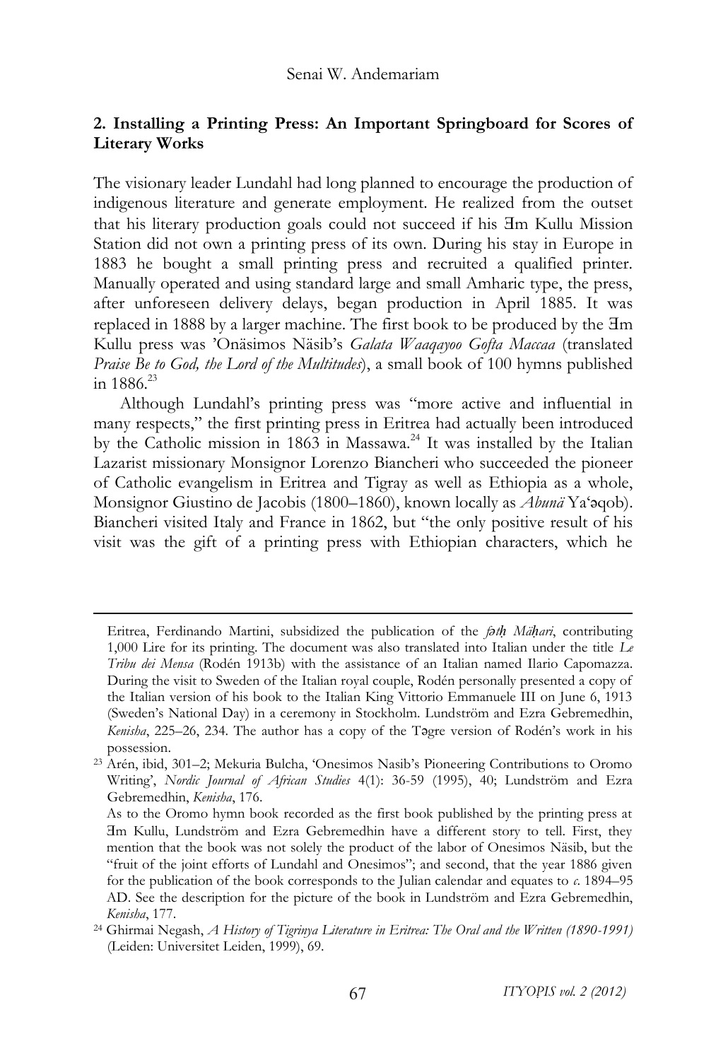## 2. Installing a Printing Press: An Important Springboard for Scores of Literary Works

The visionary leader Lundahl had long planned to encourage the production of indigenous literature and generate employment. He realized from the outset that his literary production goals could not succeed if his Ǝm Kullu Mission Station did not own a printing press of its own. During his stay in Europe in 1883 he bought a small printing press and recruited a qualified printer. Manually operated and using standard large and small Amharic type, the press, after unforeseen delivery delays, began production in April 1885. It was replaced in 1888 by a larger machine. The first book to be produced by the Ǝm Kullu press was 'Onäsimos Näsib's *Galata Waaqayoo Gofta Maccaa* (translated *Praise Be to God, the Lord of the Multitudes*), a small book of 100 hymns published in 1886.[23]

Although Lundahl's printing press was "more active and influential in many respects," the first printing press in Eritrea had actually been introduced by the Catholic mission in 1863 in Massawa.[24] It was installed by the Italian Lazarist missionary Monsignor Lorenzo Biancheri who succeeded the pioneer of Catholic evangelism in Eritrea and Tigray as well as Ethiopia as a whole, Monsignor Giustino de Jacobis (1800–1860), known locally as *Abunä* Ya'əqob). Biancheri visited Italy and France in 1862, but "the only positive result of his visit was the gift of a printing press with Ethiopian characters, which he

---

Eritrea, Ferdinando Martini, subsidized the publication of the *fəṭḥ Mäḥari*, contributing 1,000 Lire for its printing. The document was also translated into Italian under the title *Le Tribu dei Mensa* (Rodén 1913b) with the assistance of an Italian named Ilario Capomazza. During the visit to Sweden of the Italian royal couple, Rodén personally presented a copy of the Italian version of his book to the Italian King Vittorio Emmanuele III on June 6, 1913 (Sweden's National Day) in a ceremony in Stockholm. Lundström and Ezra Gebremedhin, *Kenisha*, 225–26, 234. The author has a copy of the Təgre version of Rodén's work in his possession.

[23] Arén, ibid, 301–2; Mekuria Bulcha, 'Onesimos Nasib's Pioneering Contributions to Oromo Writing', *Nordic Journal of African Studies* 4(1): 36-59 (1995), 40; Lundström and Ezra Gebremedhin, *Kenisha*, 176.
As to the Oromo hymn book recorded as the first book published by the printing press at Ǝm Kullu, Lundström and Ezra Gebremedhin have a different story to tell. First, they mention that the book was not solely the product of the labor of Onesimos Näsib, but the "fruit of the joint efforts of Lundahl and Onesimos"; and second, that the year 1886 given for the publication of the book corresponds to the Julian calendar and equates to *c.* 1894–95 AD. See the description for the picture of the book in Lundström and Ezra Gebremedhin, *Kenisha*, 177.

[24] Ghirmai Negash, *A History of Tigrinya Literature in Eritrea: The Oral and the Written (1890-1991)* (Leiden: Universitet Leiden, 1999), 69.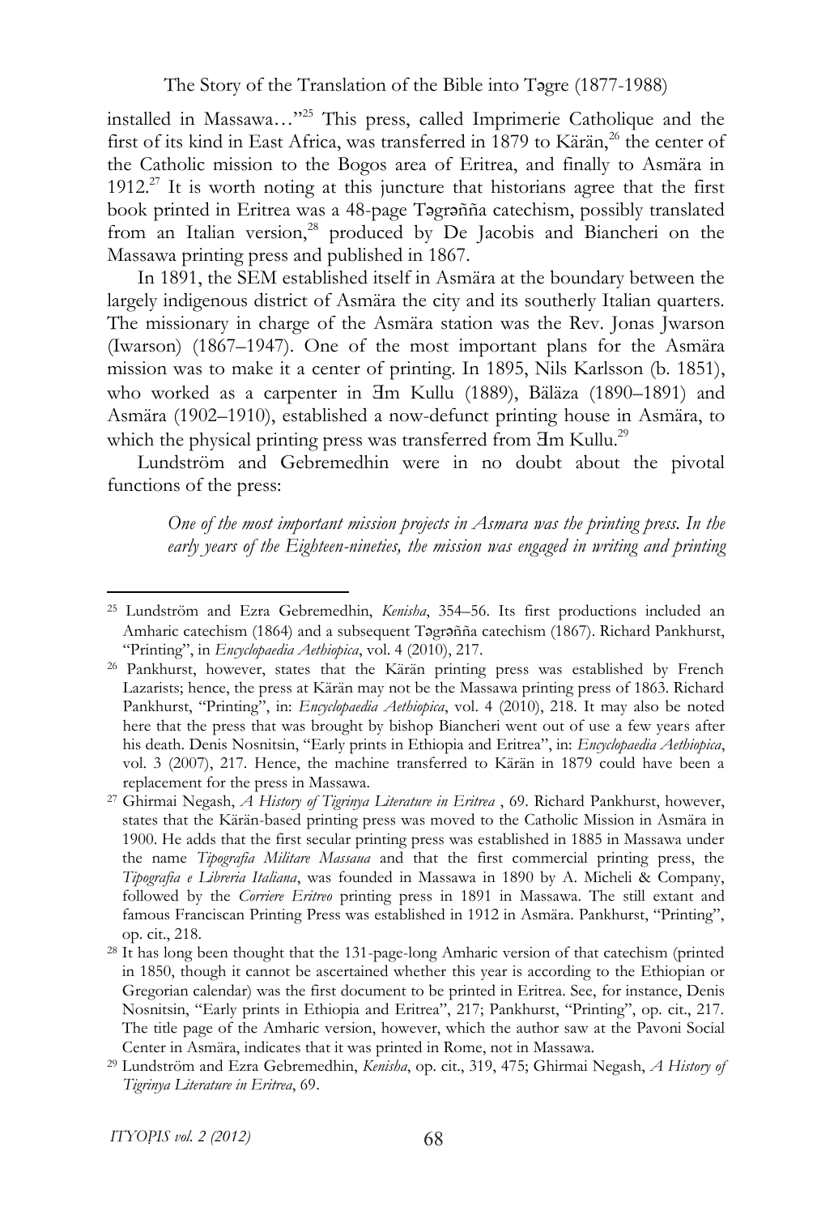installed in Massawa…"[25] This press, called Imprimerie Catholique and the first of its kind in East Africa, was transferred in 1879 to Kärän,[26] the center of the Catholic mission to the Bogos area of Eritrea, and finally to Asmära in 1912.[27] It is worth noting at this juncture that historians agree that the first book printed in Eritrea was a 48-page Təgrəñña catechism, possibly translated from an Italian version,[28] produced by De Jacobis and Biancheri on the Massawa printing press and published in 1867.

In 1891, the SEM established itself in Asmära at the boundary between the largely indigenous district of Asmära the city and its southerly Italian quarters. The missionary in charge of the Asmära station was the Rev. Jonas Jwarson (Iwarson) (1867–1947). One of the most important plans for the Asmära mission was to make it a center of printing. In 1895, Nils Karlsson (b. 1851), who worked as a carpenter in Ǝm Kullu (1889), Bäläza (1890–1891) and Asmära (1902–1910), established a now-defunct printing house in Asmära, to which the physical printing press was transferred from Ǝm Kullu.[29]

Lundström and Gebremedhin were in no doubt about the pivotal functions of the press:

> *One of the most important mission projects in Asmara was the printing press. In the early years of the Eighteen-nineties, the mission was engaged in writing and printing*

---

[25] Lundström and Ezra Gebremedhin, *Kenisha*, 354–56. Its first productions included an Amharic catechism (1864) and a subsequent Təgrəñña catechism (1867). Richard Pankhurst, "Printing", in *Encyclopaedia Aethiopica*, vol. 4 (2010), 217.

[26] Pankhurst, however, states that the Kärän printing press was established by French Lazarists; hence, the press at Kärän may not be the Massawa printing press of 1863. Richard Pankhurst, "Printing", in: *Encyclopaedia Aethiopica*, vol. 4 (2010), 218. It may also be noted here that the press that was brought by bishop Biancheri went out of use a few years after his death. Denis Nosnitsin, "Early prints in Ethiopia and Eritrea", in: *Encyclopaedia Aethiopica*, vol. 3 (2007), 217. Hence, the machine transferred to Kärän in 1879 could have been a replacement for the press in Massawa.

[27] Ghirmai Negash, *A History of Tigrinya Literature in Eritrea* , 69. Richard Pankhurst, however, states that the Kärän-based printing press was moved to the Catholic Mission in Asmära in 1900. He adds that the first secular printing press was established in 1885 in Massawa under the name *Tipografia Militare Massaua* and that the first commercial printing press, the *Tipografia e Libreria Italiana*, was founded in Massawa in 1890 by A. Micheli & Company, followed by the *Corriere Eritreo* printing press in 1891 in Massawa. The still extant and famous Franciscan Printing Press was established in 1912 in Asmära. Pankhurst, "Printing", op. cit., 218.

[28] It has long been thought that the 131-page-long Amharic version of that catechism (printed in 1850, though it cannot be ascertained whether this year is according to the Ethiopian or Gregorian calendar) was the first document to be printed in Eritrea. See, for instance, Denis Nosnitsin, "Early prints in Ethiopia and Eritrea", 217; Pankhurst, "Printing", op. cit., 217. The title page of the Amharic version, however, which the author saw at the Pavoni Social Center in Asmära, indicates that it was printed in Rome, not in Massawa.

[29] Lundström and Ezra Gebremedhin, *Kenisha*, op. cit., 319, 475; Ghirmai Negash, *A History of Tigrinya Literature in Eritrea*, 69.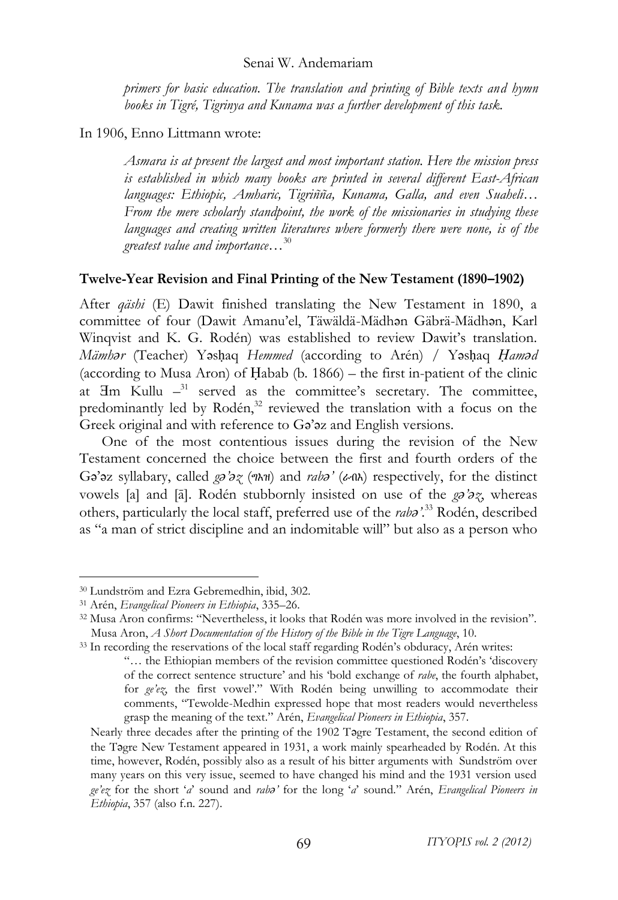*primers for basic education. The translation and printing of Bible texts and hymn books in Tigré, Tigrinya and Kunama was a further development of this task.*

In 1906, Enno Littmann wrote:

> *Asmara is at present the largest and most important station. Here the mission press is established in which many books are printed in several different East-African languages: Ethiopic, Amharic, Tigriñña, Kunama, Galla, and even Suaheli… From the mere scholarly standpoint, the work of the missionaries in studying these languages and creating written literatures where formerly there were none, is of the greatest value and importance…*[30]

**Twelve-Year Revision and Final Printing of the New Testament (1890–1902)**

After *qäshi* (E) Dawit finished translating the New Testament in 1890, a committee of four (Dawit Amanu'el, Täwäldä-Mädhən Gäbrä-Mädhən, Karl Winqvist and K. G. Rodén) was established to review Dawit's translation. *Mämhər* (Teacher) Yəsḥaq *Hemmed* (according to Arén) / Yəsḥaq *Ḥaməd* (according to Musa Aron) of Ḥabab (b. 1866) – the first in-patient of the clinic at Ǝm Kullu –[31] served as the committee's secretary. The committee, predominantly led by Rodén,[32] reviewed the translation with a focus on the Greek original and with reference to Gəʿəz and English versions.

One of the most contentious issues during the revision of the New Testament concerned the choice between the first and fourth orders of the Gəʿəz syllabary, called *gəʿəz* (ግእዝ) and *rabəʿ* (ራብእ) respectively, for the distinct vowels [a] and [ā]. Rodén stubbornly insisted on use of the *gəʿəz*, whereas others, particularly the local staff, preferred use of the *rabəʿ*.[33] Rodén, described as "a man of strict discipline and an indomitable will" but also as a person who

---

[30] Lundström and Ezra Gebremedhin, ibid, 302.

[31] Arén, *Evangelical Pioneers in Ethiopia*, 335–26.

[32] Musa Aron confirms: "Nevertheless, it looks that Rodén was more involved in the revision". Musa Aron, *A Short Documentation of the History of the Bible in the Tigre Language*, 10.

[33] In recording the reservations of the local staff regarding Rodén's obduracy, Arén writes:

> "… the Ethiopian members of the revision committee questioned Rodén's 'discovery of the correct sentence structure' and his 'bold exchange of *rabe*, the fourth alphabet, for *ge'ez*, the first vowel'." With Rodén being unwilling to accommodate their comments, "Tewolde-Medhin expressed hope that most readers would nevertheless grasp the meaning of the text." Arén, *Evangelical Pioneers in Ethiopia*, 357.

Nearly three decades after the printing of the 1902 Təgre Testament, the second edition of the Təgre New Testament appeared in 1931, a work mainly spearheaded by Rodén. At this time, however, Rodén, possibly also as a result of his bitter arguments with Sundström over many years on this very issue, seemed to have changed his mind and the 1931 version used *ge'ez* for the short '*a*' sound and *rabə'* for the long '*a*' sound." Arén, *Evangelical Pioneers in Ethiopia*, 357 (also f.n. 227).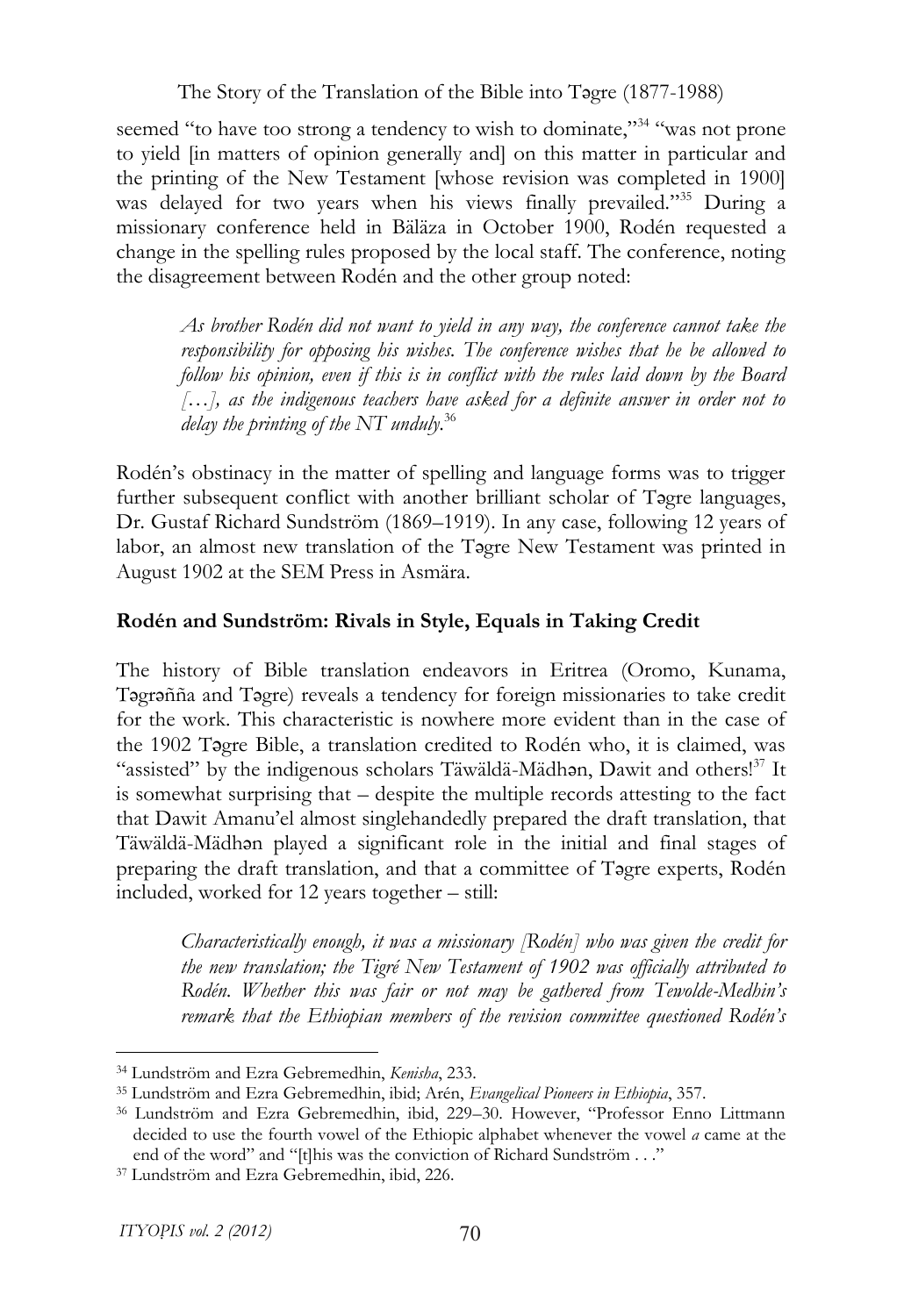seemed "to have too strong a tendency to wish to dominate,"[34] "was not prone to yield [in matters of opinion generally and] on this matter in particular and the printing of the New Testament [whose revision was completed in 1900] was delayed for two years when his views finally prevailed."[35] During a missionary conference held in Bäläza in October 1900, Rodén requested a change in the spelling rules proposed by the local staff. The conference, noting the disagreement between Rodén and the other group noted:

> *As brother Rodén did not want to yield in any way, the conference cannot take the responsibility for opposing his wishes. The conference wishes that he be allowed to follow his opinion, even if this is in conflict with the rules laid down by the Board […], as the indigenous teachers have asked for a definite answer in order not to delay the printing of the NT unduly.*[36]

Rodén's obstinacy in the matter of spelling and language forms was to trigger further subsequent conflict with another brilliant scholar of Təgre languages, Dr. Gustaf Richard Sundström (1869–1919). In any case, following 12 years of labor, an almost new translation of the Təgre New Testament was printed in August 1902 at the SEM Press in Asmära.

**Rodén and Sundström: Rivals in Style, Equals in Taking Credit**

The history of Bible translation endeavors in Eritrea (Oromo, Kunama, Təgrəñña and Təgre) reveals a tendency for foreign missionaries to take credit for the work. This characteristic is nowhere more evident than in the case of the 1902 Təgre Bible, a translation credited to Rodén who, it is claimed, was "assisted" by the indigenous scholars Täwäldä-Mädhən, Dawit and others![37] It is somewhat surprising that – despite the multiple records attesting to the fact that Dawit Amanu'el almost singlehandedly prepared the draft translation, that Täwäldä-Mädhən played a significant role in the initial and final stages of preparing the draft translation, and that a committee of Təgre experts, Rodén included, worked for 12 years together – still:

> *Characteristically enough, it was a missionary [Rodén] who was given the credit for the new translation; the Tigré New Testament of 1902 was officially attributed to Rodén. Whether this was fair or not may be gathered from Tewolde-Medhin's remark that the Ethiopian members of the revision committee questioned Rodén's*

---

[34] Lundström and Ezra Gebremedhin, *Kenisha*, 233.

[35] Lundström and Ezra Gebremedhin, ibid; Arén, *Evangelical Pioneers in Ethiopia*, 357.

[36] Lundström and Ezra Gebremedhin, ibid, 229–30. However, "Professor Enno Littmann decided to use the fourth vowel of the Ethiopic alphabet whenever the vowel *a* came at the end of the word" and "[t]his was the conviction of Richard Sundström . . ."

[37] Lundström and Ezra Gebremedhin, ibid, 226.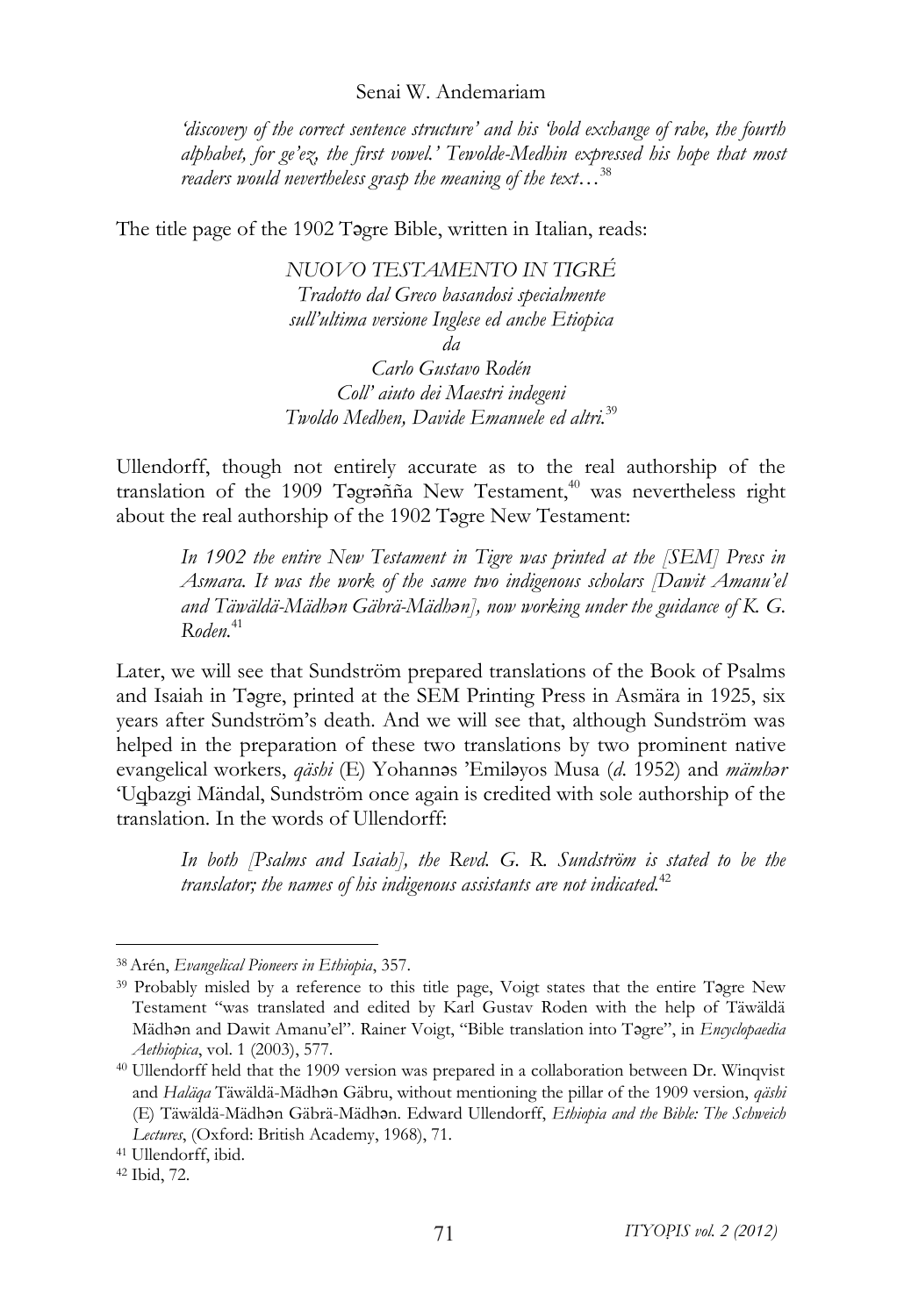*'discovery of the correct sentence structure' and his 'bold exchange of rabe, the fourth alphabet, for ge'ez, the first vowel.' Tewolde-Medhin expressed his hope that most readers would nevertheless grasp the meaning of the text…*[38]

The title page of the 1902 Təgre Bible, written in Italian, reads:

*NUOVO TESTAMENTO IN TIGRÉ*
*Tradotto dal Greco basandosi specialmente*
*sull'ultima versione Inglese ed anche Etiopica*
*da*
*Carlo Gustavo Rodén*
*Coll' aiuto dei Maestri indegeni*
*Twoldo Medhen, Davide Emanuele ed altri.*[39]

Ullendorff, though not entirely accurate as to the real authorship of the translation of the 1909 Təgrəñña New Testament,[40] was nevertheless right about the real authorship of the 1902 Təgre New Testament:

> *In 1902 the entire New Testament in Tigre was printed at the [SEM] Press in Asmara. It was the work of the same two indigenous scholars [Dawit Amanu'el and Täwäldä-Mädhən Gäbrä-Mädhən], now working under the guidance of K. G. Roden.*[41]

Later, we will see that Sundström prepared translations of the Book of Psalms and Isaiah in Təgre, printed at the SEM Printing Press in Asmära in 1925, six years after Sundström's death. And we will see that, although Sundström was helped in the preparation of these two translations by two prominent native evangelical workers, *qäshi* (E) Yohannəs 'Emiləyos Musa (*d.* 1952) and *mämhər* 'Uqbazgi Mändal, Sundström once again is credited with sole authorship of the translation. In the words of Ullendorff:

> *In both [Psalms and Isaiah], the Revd. G. R. Sundström is stated to be the translator; the names of his indigenous assistants are not indicated.*[42]

---

[38] Arén, *Evangelical Pioneers in Ethiopia*, 357.

[39] Probably misled by a reference to this title page, Voigt states that the entire Təgre New Testament "was translated and edited by Karl Gustav Roden with the help of Täwäldä Mädhən and Dawit Amanu'el". Rainer Voigt, "Bible translation into Təgre", in *Encyclopaedia Aethiopica*, vol. 1 (2003), 577.

[40] Ullendorff held that the 1909 version was prepared in a collaboration between Dr. Winqvist and *Haläqa* Täwäldä-Mädhən Gäbru, without mentioning the pillar of the 1909 version, *qäshi* (E) Täwäldä-Mädhən Gäbrä-Mädhən. Edward Ullendorff, *Ethiopia and the Bible: The Schweich Lectures*, (Oxford: British Academy, 1968), 71.

[41] Ullendorff, ibid.

[42] Ibid, 72.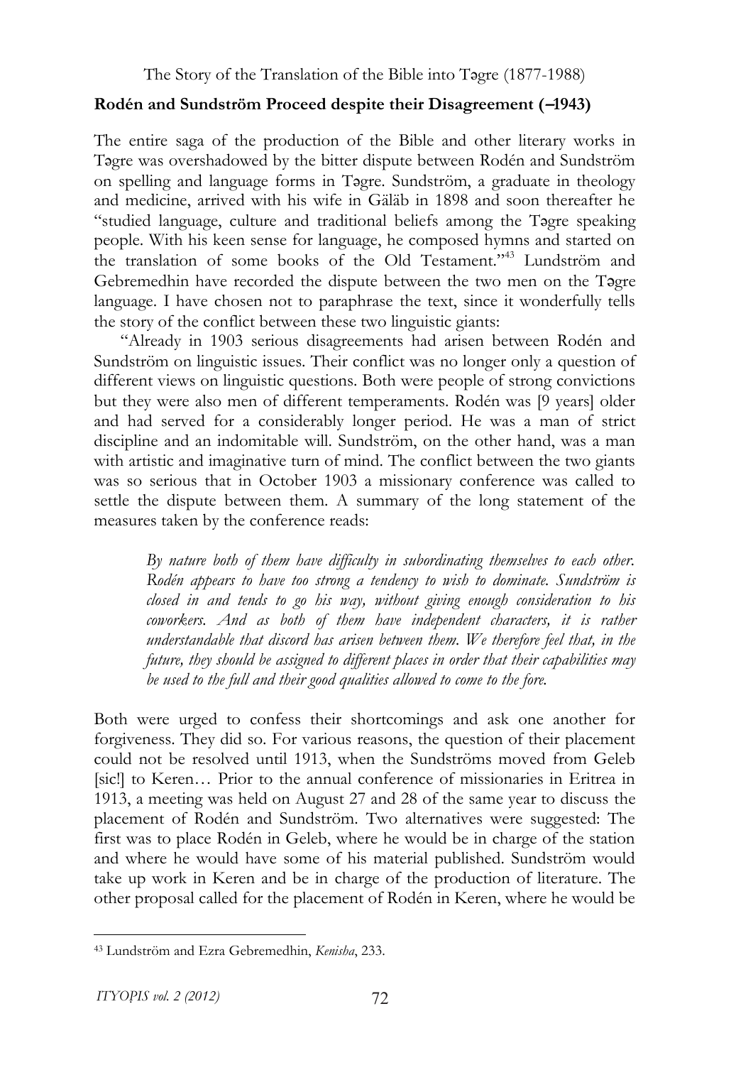## Rodén and Sundström Proceed despite their Disagreement (–1943)

The entire saga of the production of the Bible and other literary works in Təgre was overshadowed by the bitter dispute between Rodén and Sundström on spelling and language forms in Təgre. Sundström, a graduate in theology and medicine, arrived with his wife in Gäläb in 1898 and soon thereafter he "studied language, culture and traditional beliefs among the Təgre speaking people. With his keen sense for language, he composed hymns and started on the translation of some books of the Old Testament."[43] Lundström and Gebremedhin have recorded the dispute between the two men on the Təgre language. I have chosen not to paraphrase the text, since it wonderfully tells the story of the conflict between these two linguistic giants:

"Already in 1903 serious disagreements had arisen between Rodén and Sundström on linguistic issues. Their conflict was no longer only a question of different views on linguistic questions. Both were people of strong convictions but they were also men of different temperaments. Rodén was [9 years] older and had served for a considerably longer period. He was a man of strict discipline and an indomitable will. Sundström, on the other hand, was a man with artistic and imaginative turn of mind. The conflict between the two giants was so serious that in October 1903 a missionary conference was called to settle the dispute between them. A summary of the long statement of the measures taken by the conference reads:

> *By nature both of them have difficulty in subordinating themselves to each other. Rodén appears to have too strong a tendency to wish to dominate. Sundström is closed in and tends to go his way, without giving enough consideration to his coworkers. And as both of them have independent characters, it is rather understandable that discord has arisen between them. We therefore feel that, in the future, they should be assigned to different places in order that their capabilities may be used to the full and their good qualities allowed to come to the fore.*

Both were urged to confess their shortcomings and ask one another for forgiveness. They did so. For various reasons, the question of their placement could not be resolved until 1913, when the Sundströms moved from Geleb [sic!] to Keren… Prior to the annual conference of missionaries in Eritrea in 1913, a meeting was held on August 27 and 28 of the same year to discuss the placement of Rodén and Sundström. Two alternatives were suggested: The first was to place Rodén in Geleb, where he would be in charge of the station and where he would have some of his material published. Sundström would take up work in Keren and be in charge of the production of literature. The other proposal called for the placement of Rodén in Keren, where he would be

[43] Lundström and Ezra Gebremedhin, *Kenisha*, 233.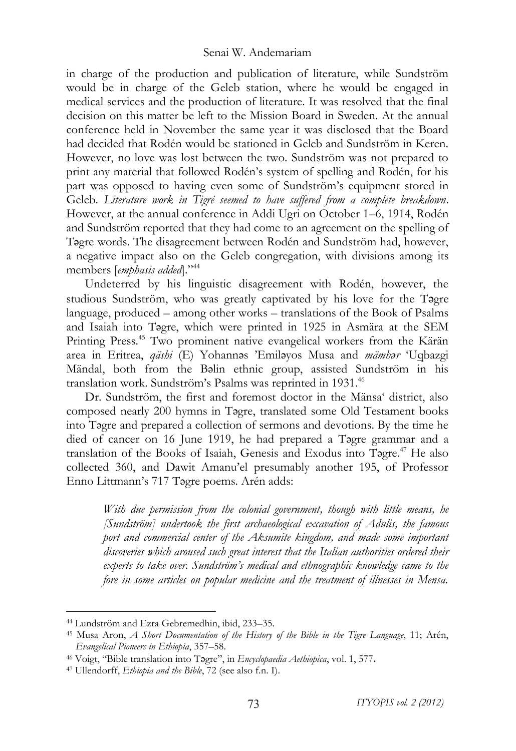in charge of the production and publication of literature, while Sundström would be in charge of the Geleb station, where he would be engaged in medical services and the production of literature. It was resolved that the final decision on this matter be left to the Mission Board in Sweden. At the annual conference held in November the same year it was disclosed that the Board had decided that Rodén would be stationed in Geleb and Sundström in Keren. However, no love was lost between the two. Sundström was not prepared to print any material that followed Rodén's system of spelling and Rodén, for his part was opposed to having even some of Sundström's equipment stored in Geleb. *Literature work in Tigré seemed to have suffered from a complete breakdown*. However, at the annual conference in Addi Ugri on October 1–6, 1914, Rodén and Sundström reported that they had come to an agreement on the spelling of Təgre words. The disagreement between Rodén and Sundström had, however, a negative impact also on the Geleb congregation, with divisions among its members [*emphasis added*]."[44]

Undeterred by his linguistic disagreement with Rodén, however, the studious Sundström, who was greatly captivated by his love for the Təgre language, produced – among other works – translations of the Book of Psalms and Isaiah into Təgre, which were printed in 1925 in Asmära at the SEM Printing Press.[45] Two prominent native evangelical workers from the Kärän area in Eritrea, *qäshi* (E) Yohannəs 'Emiləyos Musa and *mämhər* 'Uqbazgi Mändal, both from the Bəlin ethnic group, assisted Sundström in his translation work. Sundström's Psalms was reprinted in 1931.[46]

Dr. Sundström, the first and foremost doctor in the Mänsa' district, also composed nearly 200 hymns in Təgre, translated some Old Testament books into Təgre and prepared a collection of sermons and devotions. By the time he died of cancer on 16 June 1919, he had prepared a Təgre grammar and a translation of the Books of Isaiah, Genesis and Exodus into Təgre.[47] He also collected 360, and Dawit Amanu'el presumably another 195, of Professor Enno Littmann's 717 Təgre poems. Arén adds:

> *With due permission from the colonial government, though with little means, he [Sundström] undertook the first archaeological excavation of Adulis, the famous port and commercial center of the Aksumite kingdom, and made some important discoveries which aroused such great interest that the Italian authorities ordered their experts to take over. Sundström's medical and ethnographic knowledge came to the fore in some articles on popular medicine and the treatment of illnesses in Mensa.*

---

[44] Lundström and Ezra Gebremedhin, ibid, 233–35.

[45] Musa Aron, *A Short Documentation of the History of the Bible in the Tigre Language*, 11; Arén, *Evangelical Pioneers in Ethiopia*, 357–58.

[46] Voigt, "Bible translation into Təgre", in *Encyclopaedia Aethiopica*, vol. 1, 577.

[47] Ullendorff, *Ethiopia and the Bible*, 72 (see also f.n. I).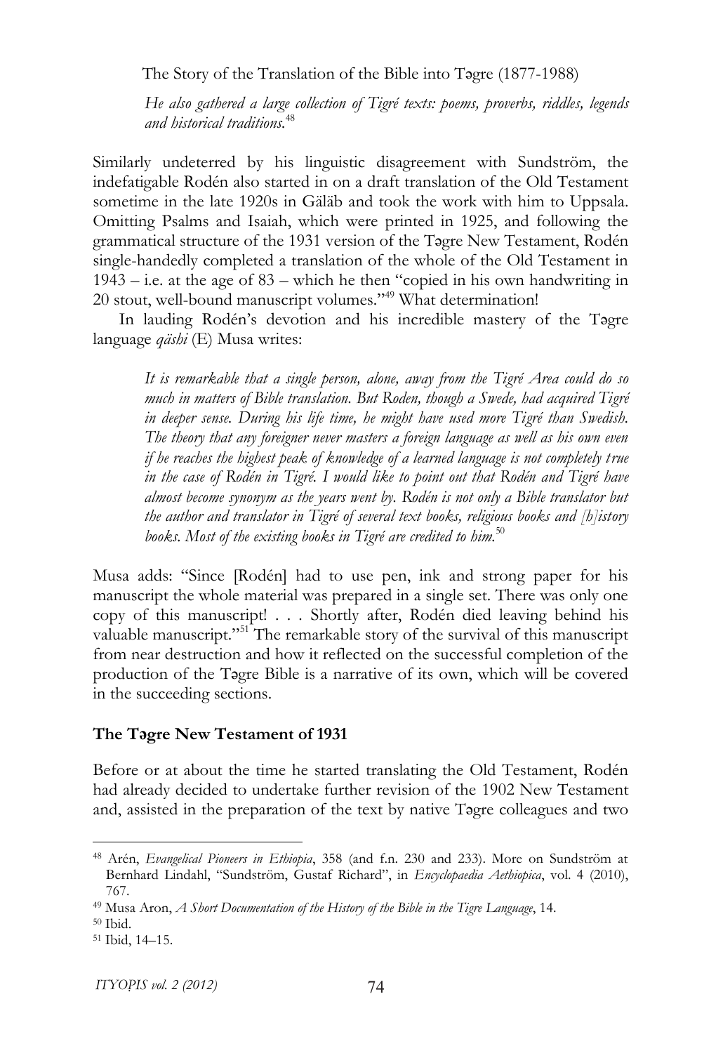*He also gathered a large collection of Tigré texts: poems, proverbs, riddles, legends and historical traditions.*[48]

Similarly undeterred by his linguistic disagreement with Sundström, the indefatigable Rodén also started in on a draft translation of the Old Testament sometime in the late 1920s in Gäläb and took the work with him to Uppsala. Omitting Psalms and Isaiah, which were printed in 1925, and following the grammatical structure of the 1931 version of the Tәgre New Testament, Rodén single-handedly completed a translation of the whole of the Old Testament in 1943 – i.e. at the age of 83 – which he then "copied in his own handwriting in 20 stout, well-bound manuscript volumes."[49] What determination!

In lauding Rodén's devotion and his incredible mastery of the Tәgre language *qäshi* (E) Musa writes:

> *It is remarkable that a single person, alone, away from the Tigré Area could do so much in matters of Bible translation. But Roden, though a Swede, had acquired Tigré in deeper sense. During his life time, he might have used more Tigré than Swedish. The theory that any foreigner never masters a foreign language as well as his own even if he reaches the highest peak of knowledge of a learned language is not completely true in the case of Rodén in Tigré. I would like to point out that Rodén and Tigré have almost become synonym as the years went by. Rodén is not only a Bible translator but the author and translator in Tigré of several text books, religious books and [h]istory books. Most of the existing books in Tigré are credited to him.*[50]

Musa adds: "Since [Rodén] had to use pen, ink and strong paper for his manuscript the whole material was prepared in a single set. There was only one copy of this manuscript! . . . Shortly after, Rodén died leaving behind his valuable manuscript."[51] The remarkable story of the survival of this manuscript from near destruction and how it reflected on the successful completion of the production of the Tәgre Bible is a narrative of its own, which will be covered in the succeeding sections.

### The Tәgre New Testament of 1931

Before or at about the time he started translating the Old Testament, Rodén had already decided to undertake further revision of the 1902 New Testament and, assisted in the preparation of the text by native Tәgre colleagues and two

---

[48] Arén, *Evangelical Pioneers in Ethiopia*, 358 (and f.n. 230 and 233). More on Sundström at Bernhard Lindahl, "Sundström, Gustaf Richard", in *Encyclopaedia Aethiopica*, vol. 4 (2010), 767.

[49] Musa Aron, *A Short Documentation of the History of the Bible in the Tigre Language*, 14.

[50] Ibid.

[51] Ibid, 14–15.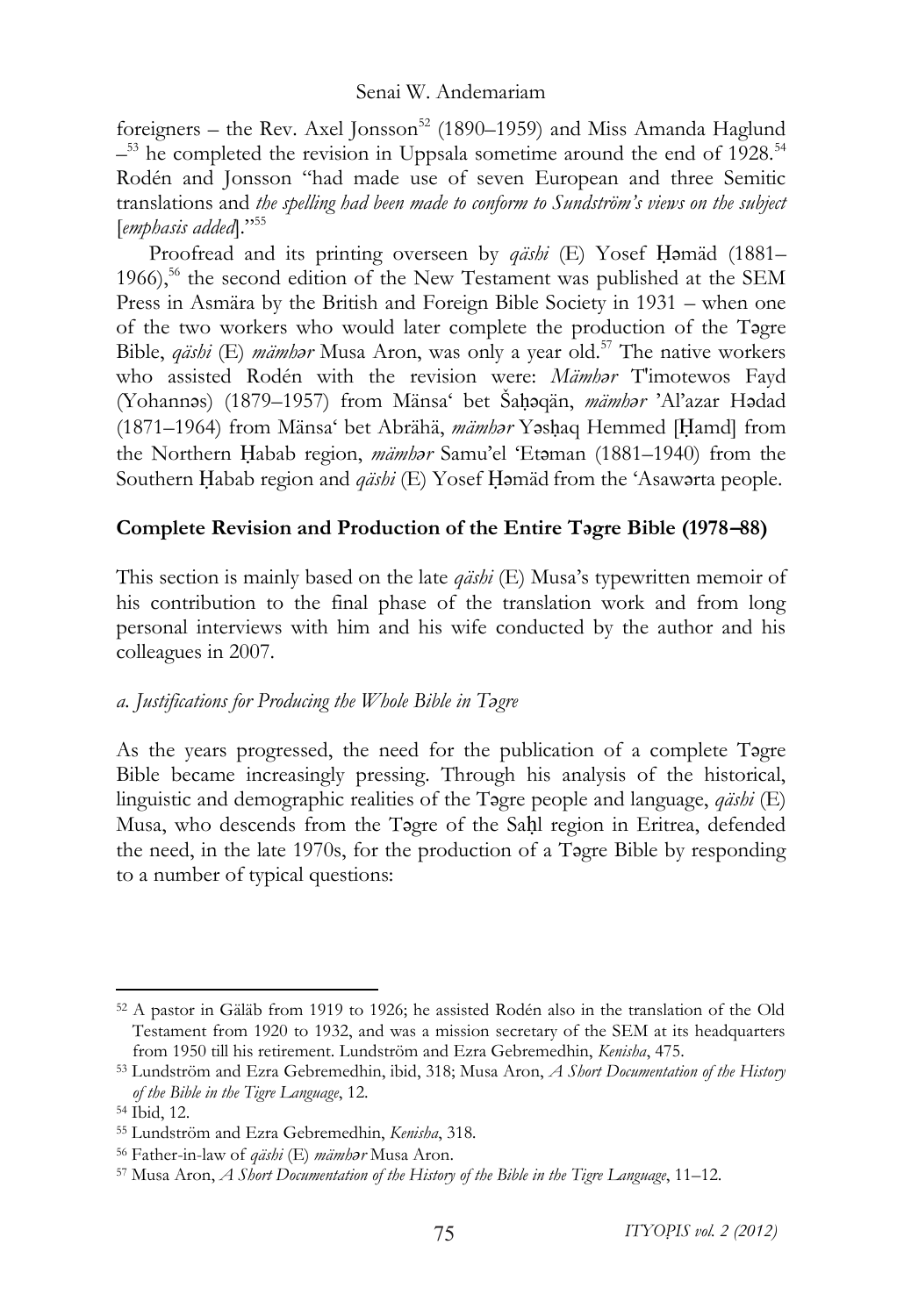foreigners – the Rev. Axel Jonsson[52] (1890–1959) and Miss Amanda Haglund –[53] he completed the revision in Uppsala sometime around the end of 1928.[54] Rodén and Jonsson "had made use of seven European and three Semitic translations and *the spelling had been made to conform to Sundström's views on the subject* [*emphasis added*]."[55]

Proofread and its printing overseen by *qäshi* (E) Yosef Ḥəmäd (1881–1966),[56] the second edition of the New Testament was published at the SEM Press in Asmära by the British and Foreign Bible Society in 1931 – when one of the two workers who would later complete the production of the Təgre Bible, *qäshi* (E) *mämhər* Musa Aron, was only a year old.[57] The native workers who assisted Rodén with the revision were: *Mämhər* T'imotewos Fayd (Yohannəs) (1879–1957) from Mänsa' bet Šaḥəqän, *mämhər* 'Al'azar Hədad (1871–1964) from Mänsa' bet Abrähä, *mämhər* Yəsḥaq Hemmed [Ḥamd] from the Northern Ḥabab region, *mämhər* Samu'el 'Etəman (1881–1940) from the Southern Ḥabab region and *qäshi* (E) Yosef Ḥəmäd from the 'Asawərta people.

## Complete Revision and Production of the Entire Təgre Bible (1978–88)

This section is mainly based on the late *qäshi* (E) Musa's typewritten memoir of his contribution to the final phase of the translation work and from long personal interviews with him and his wife conducted by the author and his colleagues in 2007.

### *a. Justifications for Producing the Whole Bible in Təgre*

As the years progressed, the need for the publication of a complete Təgre Bible became increasingly pressing. Through his analysis of the historical, linguistic and demographic realities of the Təgre people and language, *qäshi* (E) Musa, who descends from the Təgre of the Saḥl region in Eritrea, defended the need, in the late 1970s, for the production of a Təgre Bible by responding to a number of typical questions:

---

[52] A pastor in Gäläb from 1919 to 1926; he assisted Rodén also in the translation of the Old Testament from 1920 to 1932, and was a mission secretary of the SEM at its headquarters from 1950 till his retirement. Lundström and Ezra Gebremedhin, *Kenisha*, 475.

[53] Lundström and Ezra Gebremedhin, ibid, 318; Musa Aron, *A Short Documentation of the History of the Bible in the Tigre Language*, 12.

[54] Ibid, 12.

[55] Lundström and Ezra Gebremedhin, *Kenisha*, 318.

[56] Father-in-law of *qäshi* (E) *mämhər* Musa Aron.

[57] Musa Aron, *A Short Documentation of the History of the Bible in the Tigre Language*, 11–12.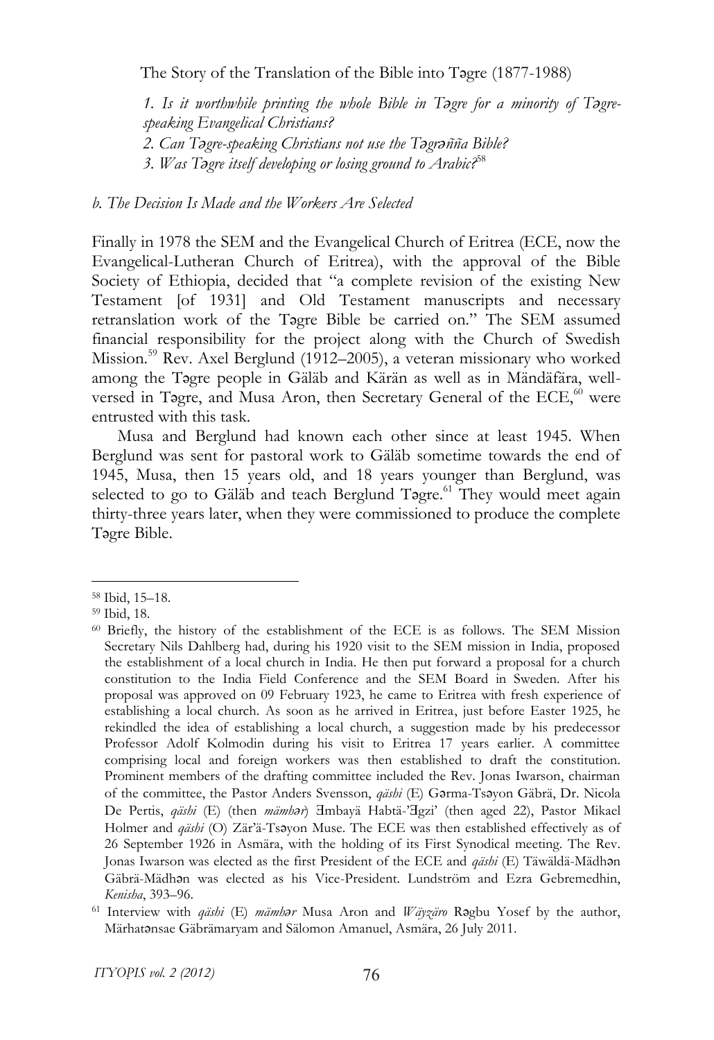*1. Is it worthwhile printing the whole Bible in Təgre for a minority of Təgre-speaking Evangelical Christians?*

*2. Can Təgre-speaking Christians not use the Təgrəñña Bible?*

*3. Was Təgre itself developing or losing ground to Arabic?*[58]

*b. The Decision Is Made and the Workers Are Selected*

Finally in 1978 the SEM and the Evangelical Church of Eritrea (ECE, now the Evangelical-Lutheran Church of Eritrea), with the approval of the Bible Society of Ethiopia, decided that "a complete revision of the existing New Testament [of 1931] and Old Testament manuscripts and necessary retranslation work of the Təgre Bible be carried on." The SEM assumed financial responsibility for the project along with the Church of Swedish Mission.[59] Rev. Axel Berglund (1912–2005), a veteran missionary who worked among the Təgre people in Gäläb and Kärän as well as in Mändäfära, well-versed in Təgre, and Musa Aron, then Secretary General of the ECE,[60] were entrusted with this task.

Musa and Berglund had known each other since at least 1945. When Berglund was sent for pastoral work to Gäläb sometime towards the end of 1945, Musa, then 15 years old, and 18 years younger than Berglund, was selected to go to Gäläb and teach Berglund Təgre.[61] They would meet again thirty-three years later, when they were commissioned to produce the complete Təgre Bible.

---

[58] Ibid, 15–18.

[59] Ibid, 18.

[60] Briefly, the history of the establishment of the ECE is as follows. The SEM Mission Secretary Nils Dahlberg had, during his 1920 visit to the SEM mission in India, proposed the establishment of a local church in India. He then put forward a proposal for a church constitution to the India Field Conference and the SEM Board in Sweden. After his proposal was approved on 09 February 1923, he came to Eritrea with fresh experience of establishing a local church. As soon as he arrived in Eritrea, just before Easter 1925, he rekindled the idea of establishing a local church, a suggestion made by his predecessor Professor Adolf Kolmodin during his visit to Eritrea 17 years earlier. A committee comprising local and foreign workers was then established to draft the constitution. Prominent members of the drafting committee included the Rev. Jonas Iwarson, chairman of the committee, the Pastor Anders Svensson, *qäshi* (E) Gərma-Tsəyon Gäbrä, Dr. Nicola De Pertis, *qäshi* (E) (then *mämhər*) Ǝmbayä Habtä-'Ǝgzi' (then aged 22), Pastor Mikael Holmer and *qäshi* (O) Zär'ä-Tsəyon Muse. The ECE was then established effectively as of 26 September 1926 in Asmära, with the holding of its First Synodical meeting. The Rev. Jonas Iwarson was elected as the first President of the ECE and *qäshi* (E) Täwäldä-Mädhən Gäbrä-Mädhən was elected as his Vice-President. Lundström and Ezra Gebremedhin, *Kenisha*, 393–96.

[61] Interview with *qäshi* (E) *mämhər* Musa Aron and *Wäyzäro* Rəgbu Yosef by the author, Märhatənsae Gäbrämaryam and Sälomon Amanuel, Asmära, 26 July 2011.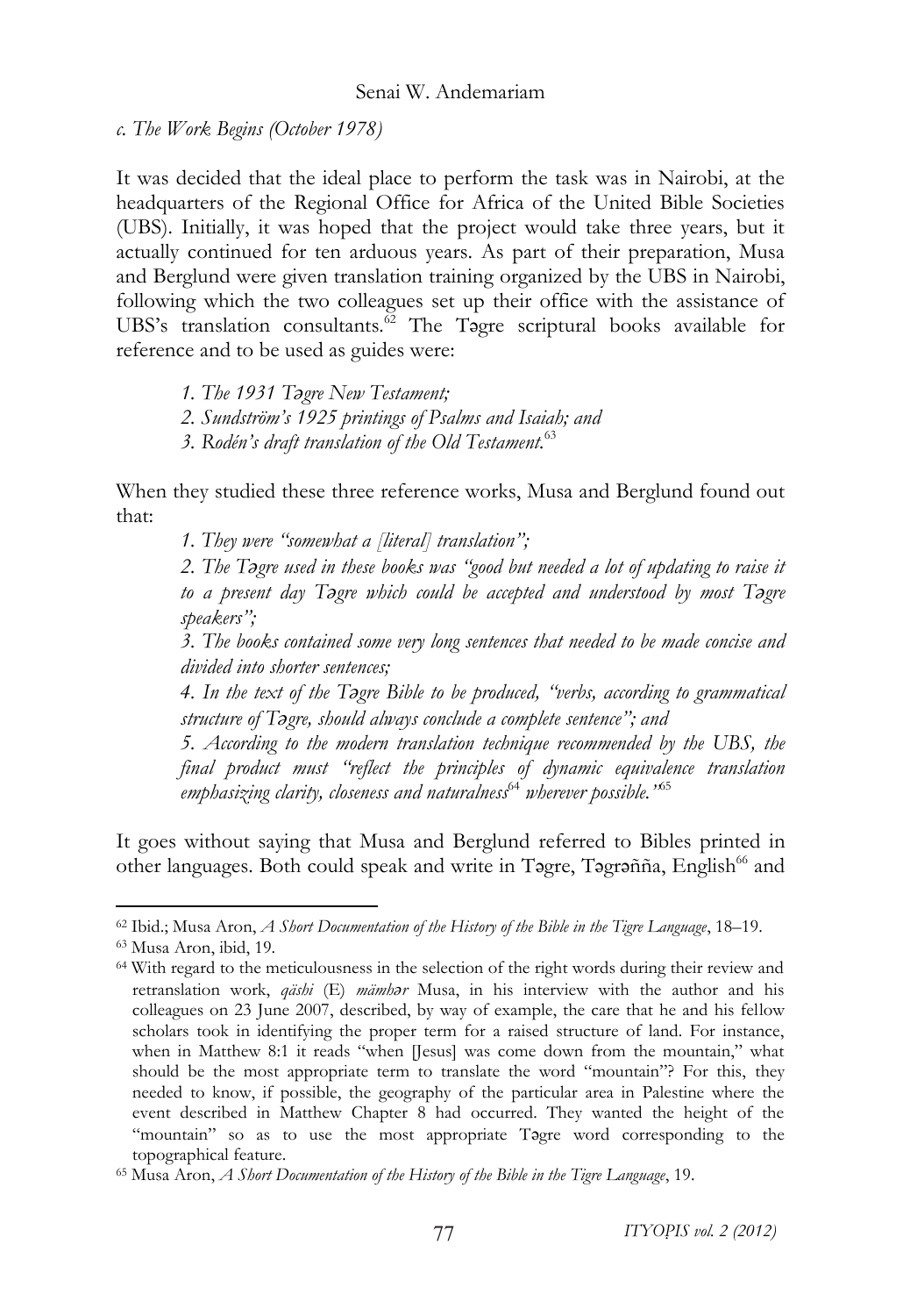*c. The Work Begins (October 1978)*

It was decided that the ideal place to perform the task was in Nairobi, at the headquarters of the Regional Office for Africa of the United Bible Societies (UBS). Initially, it was hoped that the project would take three years, but it actually continued for ten arduous years. As part of their preparation, Musa and Berglund were given translation training organized by the UBS in Nairobi, following which the two colleagues set up their office with the assistance of UBS's translation consultants.[62] The Tәgre scriptural books available for reference and to be used as guides were:

*1. The 1931 Tәgre New Testament;*
*2. Sundström's 1925 printings of Psalms and Isaiah; and*
*3. Rodén's draft translation of the Old Testament.*[63]

When they studied these three reference works, Musa and Berglund found out that:

*1. They were "somewhat a [literal] translation";*
*2. The Tәgre used in these books was "good but needed a lot of updating to raise it to a present day Tәgre which could be accepted and understood by most Tәgre speakers";*
*3. The books contained some very long sentences that needed to be made concise and divided into shorter sentences;*
*4. In the text of the Tәgre Bible to be produced, "verbs, according to grammatical structure of Tәgre, should always conclude a complete sentence"; and*
*5. According to the modern translation technique recommended by the UBS, the final product must "reflect the principles of dynamic equivalence translation emphasizing clarity, closeness and naturalness*[64] *wherever possible."*[65]

It goes without saying that Musa and Berglund referred to Bibles printed in other languages. Both could speak and write in Tәgre, Tәgrәñña, English[66] and

---

[62] Ibid.; Musa Aron, *A Short Documentation of the History of the Bible in the Tigre Language*, 18–19.
[63] Musa Aron, ibid, 19.
[64] With regard to the meticulousness in the selection of the right words during their review and retranslation work, *qäshi* (E) *mämhәr* Musa, in his interview with the author and his colleagues on 23 June 2007, described, by way of example, the care that he and his fellow scholars took in identifying the proper term for a raised structure of land. For instance, when in Matthew 8:1 it reads "when [Jesus] was come down from the mountain," what should be the most appropriate term to translate the word "mountain"? For this, they needed to know, if possible, the geography of the particular area in Palestine where the event described in Matthew Chapter 8 had occurred. They wanted the height of the "mountain" so as to use the most appropriate Tәgre word corresponding to the topographical feature.
[65] Musa Aron, *A Short Documentation of the History of the Bible in the Tigre Language*, 19.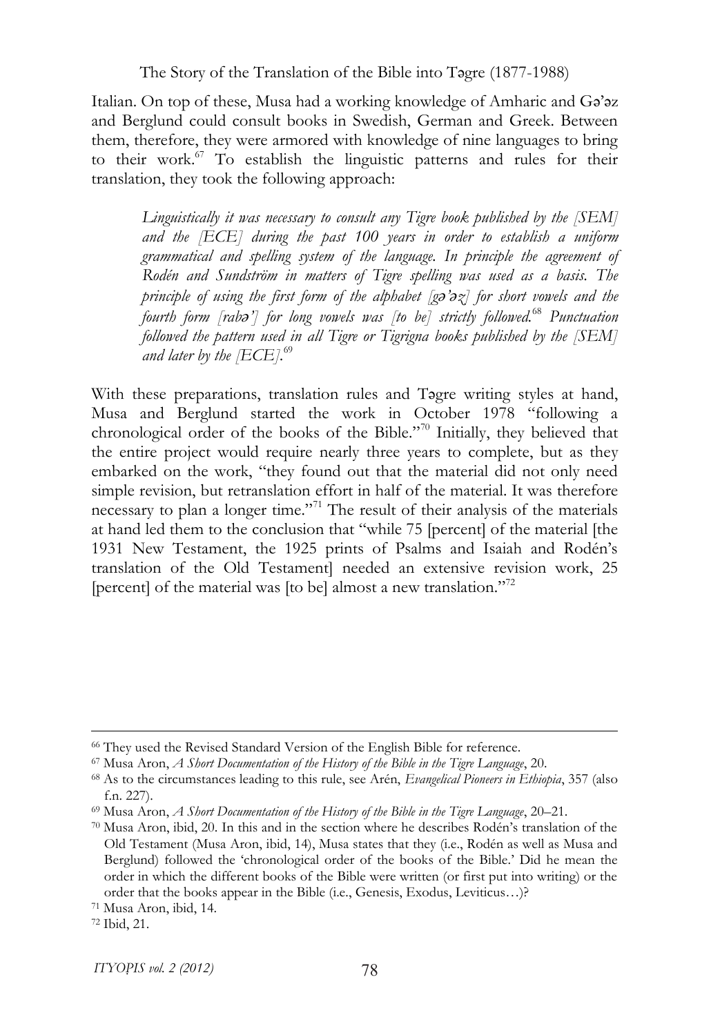Italian. On top of these, Musa had a working knowledge of Amharic and Gəʾəz and Berglund could consult books in Swedish, German and Greek. Between them, therefore, they were armored with knowledge of nine languages to bring to their work.[67] To establish the linguistic patterns and rules for their translation, they took the following approach:

> *Linguistically it was necessary to consult any Tigre book published by the [SEM] and the [ECE] during the past 100 years in order to establish a uniform grammatical and spelling system of the language. In principle the agreement of Rodén and Sundström in matters of Tigre spelling was used as a basis. The principle of using the first form of the alphabet [gəʾəz] for short vowels and the fourth form [rabəʾ] for long vowels was [to be] strictly followed.*[68] *Punctuation followed the pattern used in all Tigre or Tigrigna books published by the [SEM] and later by the [ECE].*[69]

With these preparations, translation rules and Təgre writing styles at hand, Musa and Berglund started the work in October 1978 "following a chronological order of the books of the Bible."[70] Initially, they believed that the entire project would require nearly three years to complete, but as they embarked on the work, "they found out that the material did not only need simple revision, but retranslation effort in half of the material. It was therefore necessary to plan a longer time."[71] The result of their analysis of the materials at hand led them to the conclusion that "while 75 [percent] of the material [the 1931 New Testament, the 1925 prints of Psalms and Isaiah and Rodén's translation of the Old Testament] needed an extensive revision work, 25 [percent] of the material was [to be] almost a new translation."[72]

---

[66] They used the Revised Standard Version of the English Bible for reference.

[67] Musa Aron, *A Short Documentation of the History of the Bible in the Tigre Language*, 20.

[68] As to the circumstances leading to this rule, see Arén, *Evangelical Pioneers in Ethiopia*, 357 (also f.n. 227).

[69] Musa Aron, *A Short Documentation of the History of the Bible in the Tigre Language*, 20–21.

[70] Musa Aron, ibid, 20. In this and in the section where he describes Rodén's translation of the Old Testament (Musa Aron, ibid, 14), Musa states that they (i.e., Rodén as well as Musa and Berglund) followed the 'chronological order of the books of the Bible.' Did he mean the order in which the different books of the Bible were written (or first put into writing) or the order that the books appear in the Bible (i.e., Genesis, Exodus, Leviticus…)?

[71] Musa Aron, ibid, 14.

[72] Ibid, 21.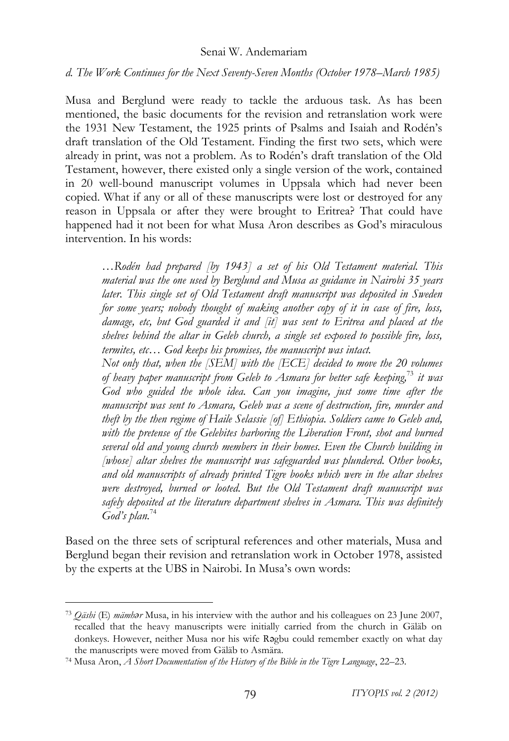*d. The Work Continues for the Next Seventy-Seven Months (October 1978–March 1985)*

Musa and Berglund were ready to tackle the arduous task. As has been mentioned, the basic documents for the revision and retranslation work were the 1931 New Testament, the 1925 prints of Psalms and Isaiah and Rodén's draft translation of the Old Testament. Finding the first two sets, which were already in print, was not a problem. As to Rodén's draft translation of the Old Testament, however, there existed only a single version of the work, contained in 20 well-bound manuscript volumes in Uppsala which had never been copied. What if any or all of these manuscripts were lost or destroyed for any reason in Uppsala or after they were brought to Eritrea? That could have happened had it not been for what Musa Aron describes as God's miraculous intervention. In his words:

> *…Rodén had prepared [by 1943] a set of his Old Testament material. This material was the one used by Berglund and Musa as guidance in Nairobi 35 years later. This single set of Old Testament draft manuscript was deposited in Sweden for some years; nobody thought of making another copy of it in case of fire, loss, damage, etc, but God guarded it and [it] was sent to Eritrea and placed at the shelves behind the altar in Geleb church, a single set exposed to possible fire, loss, termites, etc… God keeps his promises, the manuscript was intact.*
>
> *Not only that, when the [SEM] with the [ECE] decided to move the 20 volumes of heavy paper manuscript from Geleb to Asmara for better safe keeping,*[73] *it was God who guided the whole idea. Can you imagine, just some time after the manuscript was sent to Asmara, Geleb was a scene of destruction, fire, murder and theft by the then regime of Haile Selassie [of] Ethiopia. Soldiers came to Geleb and, with the pretense of the Gelebites harboring the Liberation Front, shot and burned several old and young church members in their homes. Even the Church building in [whose] altar shelves the manuscript was safeguarded was plundered. Other books, and old manuscripts of already printed Tigre books which were in the altar shelves were destroyed, burned or looted. But the Old Testament draft manuscript was safely deposited at the literature department shelves in Asmara. This was definitely God's plan.*[74]

Based on the three sets of scriptural references and other materials, Musa and Berglund began their revision and retranslation work in October 1978, assisted by the experts at the UBS in Nairobi. In Musa's own words:

---

[73] *Qäshi* (E) *mämhər* Musa, in his interview with the author and his colleagues on 23 June 2007, recalled that the heavy manuscripts were initially carried from the church in Gäläb on donkeys. However, neither Musa nor his wife Rəgbu could remember exactly on what day the manuscripts were moved from Gäläb to Asmära.

[74] Musa Aron, *A Short Documentation of the History of the Bible in the Tigre Language*, 22–23.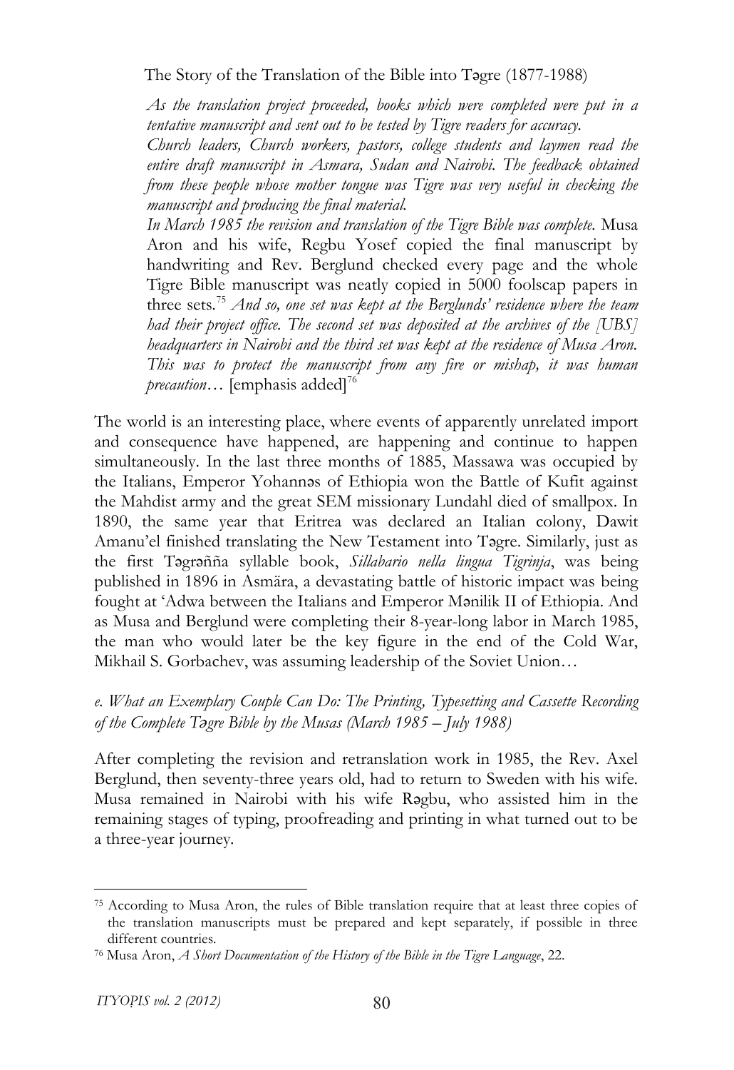*As the translation project proceeded, books which were completed were put in a tentative manuscript and sent out to be tested by Tigre readers for accuracy.*

> *Church leaders, Church workers, pastors, college students and laymen read the entire draft manuscript in Asmara, Sudan and Nairobi. The feedback obtained from these people whose mother tongue was Tigre was very useful in checking the manuscript and producing the final material.*
>
> *In March 1985 the revision and translation of the Tigre Bible was complete.* Musa Aron and his wife, Regbu Yosef copied the final manuscript by handwriting and Rev. Berglund checked every page and the whole Tigre Bible manuscript was neatly copied in 5000 foolscap papers in three sets.[75] *And so, one set was kept at the Berglunds' residence where the team had their project office. The second set was deposited at the archives of the [UBS] headquarters in Nairobi and the third set was kept at the residence of Musa Aron. This was to protect the manuscript from any fire or mishap, it was human precaution*… [emphasis added][76]

The world is an interesting place, where events of apparently unrelated import and consequence have happened, are happening and continue to happen simultaneously. In the last three months of 1885, Massawa was occupied by the Italians, Emperor Yohannəs of Ethiopia won the Battle of Kufit against the Mahdist army and the great SEM missionary Lundahl died of smallpox. In 1890, the same year that Eritrea was declared an Italian colony, Dawit Amanu'el finished translating the New Testament into Təgre. Similarly, just as the first Təgrəñña syllable book, *Sillabario nella lingua Tigrinja*, was being published in 1896 in Asmära, a devastating battle of historic impact was being fought at 'Adwa between the Italians and Emperor Mənilik II of Ethiopia. And as Musa and Berglund were completing their 8-year-long labor in March 1985, the man who would later be the key figure in the end of the Cold War, Mikhail S. Gorbachev, was assuming leadership of the Soviet Union…

*e. What an Exemplary Couple Can Do: The Printing, Typesetting and Cassette Recording of the Complete Təgre Bible by the Musas (March 1985 – July 1988)*

After completing the revision and retranslation work in 1985, the Rev. Axel Berglund, then seventy-three years old, had to return to Sweden with his wife. Musa remained in Nairobi with his wife Rəgbu, who assisted him in the remaining stages of typing, proofreading and printing in what turned out to be a three-year journey.

---

[75] According to Musa Aron, the rules of Bible translation require that at least three copies of the translation manuscripts must be prepared and kept separately, if possible in three different countries.

[76] Musa Aron, *A Short Documentation of the History of the Bible in the Tigre Language*, 22.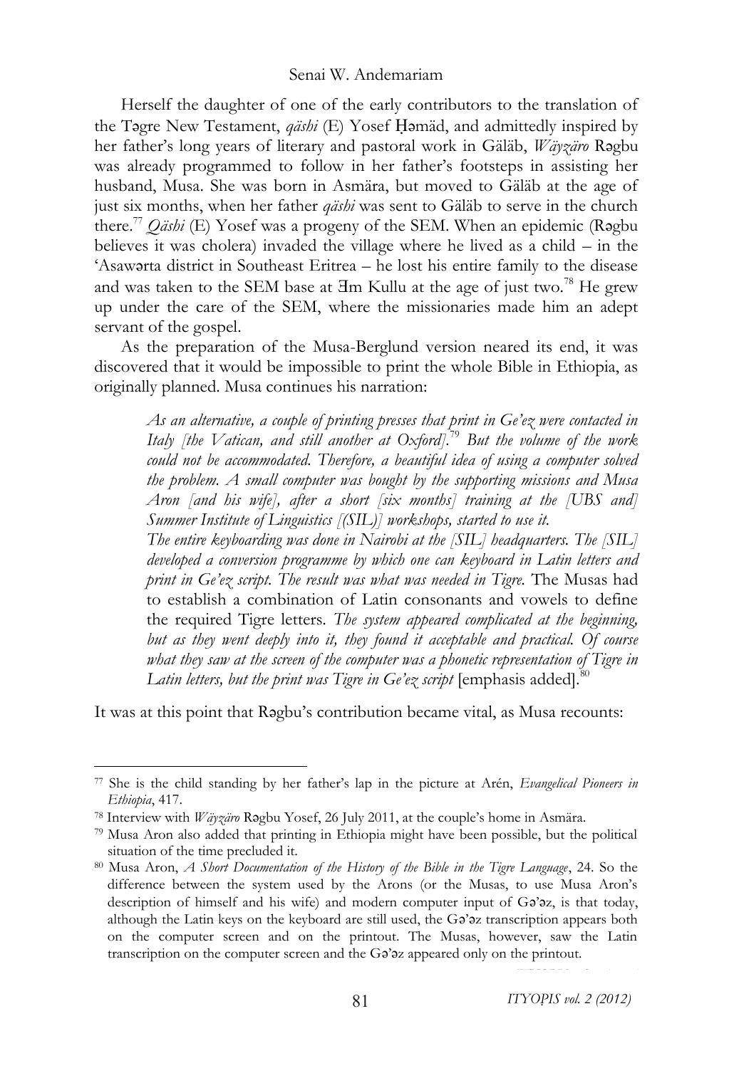Herself the daughter of one of the early contributors to the translation of the Təgre New Testament, *qäshi* (E) Yosef Ḥəmäd, and admittedly inspired by her father's long years of literary and pastoral work in Gäläb, *Wäyzäro* Rəgbu was already programmed to follow in her father's footsteps in assisting her husband, Musa. She was born in Asmära, but moved to Gäläb at the age of just six months, when her father *qäshi* was sent to Gäläb to serve in the church there.[77] *Qäshi* (E) Yosef was a progeny of the SEM. When an epidemic (Rəgbu believes it was cholera) invaded the village where he lived as a child – in the 'Asawərta district in Southeast Eritrea – he lost his entire family to the disease and was taken to the SEM base at Ǝm Kullu at the age of just two.[78] He grew up under the care of the SEM, where the missionaries made him an adept servant of the gospel.

As the preparation of the Musa-Berglund version neared its end, it was discovered that it would be impossible to print the whole Bible in Ethiopia, as originally planned. Musa continues his narration:

> *As an alternative, a couple of printing presses that print in Ge'ez were contacted in Italy [the Vatican, and still another at Oxford].*[79] *But the volume of the work could not be accommodated. Therefore, a beautiful idea of using a computer solved the problem. A small computer was bought by the supporting missions and Musa Aron [and his wife], after a short [six months] training at the [UBS and] Summer Institute of Linguistics [(SIL)] workshops, started to use it.*
> *The entire keyboarding was done in Nairobi at the [SIL] headquarters. The [SIL] developed a conversion programme by which one can keyboard in Latin letters and print in Ge'ez script. The result was what was needed in Tigre.* The Musas had to establish a combination of Latin consonants and vowels to define the required Tigre letters. *The system appeared complicated at the beginning, but as they went deeply into it, they found it acceptable and practical. Of course what they saw at the screen of the computer was a phonetic representation of Tigre in Latin letters, but the print was Tigre in Ge'ez script* [emphasis added].[80]

It was at this point that Rəgbu's contribution became vital, as Musa recounts:

---

[77] She is the child standing by her father's lap in the picture at Arén, *Evangelical Pioneers in Ethiopia*, 417.

[78] Interview with *Wäyzäro* Rəgbu Yosef, 26 July 2011, at the couple's home in Asmära.

[79] Musa Aron also added that printing in Ethiopia might have been possible, but the political situation of the time precluded it.

[80] Musa Aron, *A Short Documentation of the History of the Bible in the Tigre Language*, 24. So the difference between the system used by the Arons (or the Musas, to use Musa Aron's description of himself and his wife) and modern computer input of Gəʿəz, is that today, although the Latin keys on the keyboard are still used, the Gəʿəz transcription appears both on the computer screen and on the printout. The Musas, however, saw the Latin transcription on the computer screen and the Gəʿəz appeared only on the printout.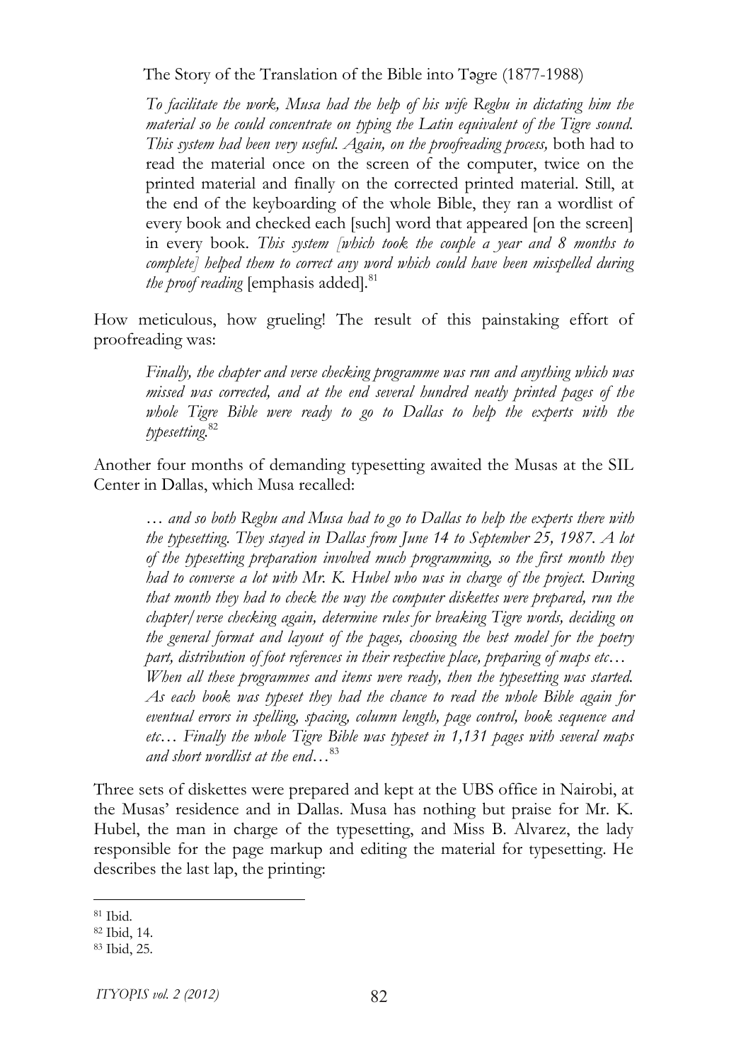*To facilitate the work, Musa had the help of his wife Regbu in dictating him the material so he could concentrate on typing the Latin equivalent of the Tigre sound. This system had been very useful. Again, on the proofreading process,* both had to read the material once on the screen of the computer, twice on the printed material and finally on the corrected printed material. Still, at the end of the keyboarding of the whole Bible, they ran a wordlist of every book and checked each [such] word that appeared [on the screen] in every book. *This system [which took the couple a year and 8 months to complete] helped them to correct any word which could have been misspelled during the proof reading* [emphasis added].[81]

How meticulous, how grueling! The result of this painstaking effort of proofreading was:

> *Finally, the chapter and verse checking programme was run and anything which was missed was corrected, and at the end several hundred neatly printed pages of the whole Tigre Bible were ready to go to Dallas to help the experts with the typesetting.*[82]

Another four months of demanding typesetting awaited the Musas at the SIL Center in Dallas, which Musa recalled:

> *… and so both Regbu and Musa had to go to Dallas to help the experts there with the typesetting. They stayed in Dallas from June 14 to September 25, 1987. A lot of the typesetting preparation involved much programming, so the first month they had to converse a lot with Mr. K. Hubel who was in charge of the project. During that month they had to check the way the computer diskettes were prepared, run the chapter/verse checking again, determine rules for breaking Tigre words, deciding on the general format and layout of the pages, choosing the best model for the poetry part, distribution of foot references in their respective place, preparing of maps etc…*
> *When all these programmes and items were ready, then the typesetting was started. As each book was typeset they had the chance to read the whole Bible again for eventual errors in spelling, spacing, column length, page control, book sequence and etc… Finally the whole Tigre Bible was typeset in 1,131 pages with several maps and short wordlist at the end…*[83]

Three sets of diskettes were prepared and kept at the UBS office in Nairobi, at the Musas' residence and in Dallas. Musa has nothing but praise for Mr. K. Hubel, the man in charge of the typesetting, and Miss B. Alvarez, the lady responsible for the page markup and editing the material for typesetting. He describes the last lap, the printing:

---

[81] Ibid.

[82] Ibid, 14.

[83] Ibid, 25.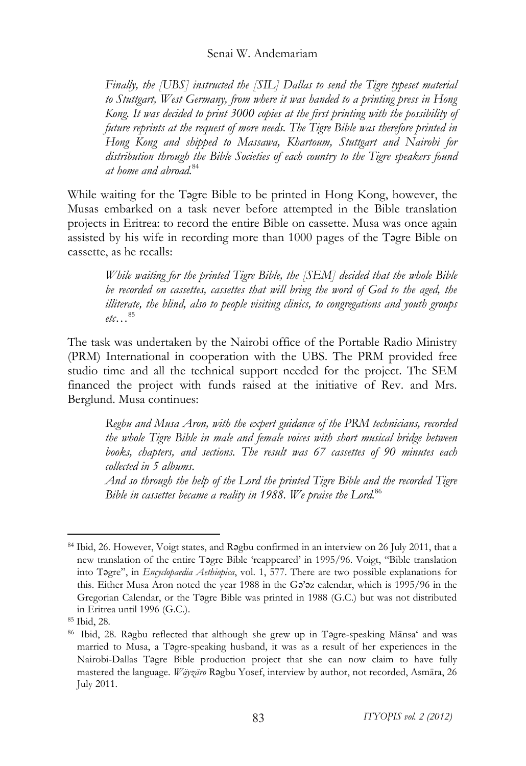*Finally, the [UBS] instructed the [SIL] Dallas to send the Tigre typeset material to Stuttgart, West Germany, from where it was handed to a printing press in Hong Kong. It was decided to print 3000 copies at the first printing with the possibility of future reprints at the request of more needs. The Tigre Bible was therefore printed in Hong Kong and shipped to Massawa, Khartoum, Stuttgart and Nairobi for distribution through the Bible Societies of each country to the Tigre speakers found at home and abroad.*[84]

While waiting for the Təgre Bible to be printed in Hong Kong, however, the Musas embarked on a task never before attempted in the Bible translation projects in Eritrea: to record the entire Bible on cassette. Musa was once again assisted by his wife in recording more than 1000 pages of the Təgre Bible on cassette, as he recalls:

*While waiting for the printed Tigre Bible, the [SEM] decided that the whole Bible be recorded on cassettes, cassettes that will bring the word of God to the aged, the illiterate, the blind, also to people visiting clinics, to congregations and youth groups etc…*[85]

The task was undertaken by the Nairobi office of the Portable Radio Ministry (PRM) International in cooperation with the UBS. The PRM provided free studio time and all the technical support needed for the project. The SEM financed the project with funds raised at the initiative of Rev. and Mrs. Berglund. Musa continues:

*Regbu and Musa Aron, with the expert guidance of the PRM technicians, recorded the whole Tigre Bible in male and female voices with short musical bridge between books, chapters, and sections. The result was 67 cassettes of 90 minutes each collected in 5 albums.*

*And so through the help of the Lord the printed Tigre Bible and the recorded Tigre Bible in cassettes became a reality in 1988. We praise the Lord.*[86]

---

[84] Ibid, 26. However, Voigt states, and Rəgbu confirmed in an interview on 26 July 2011, that a new translation of the entire Təgre Bible 'reappeared' in 1995/96. Voigt, "Bible translation into Təgre", in *Encyclopaedia Aethiopica*, vol. 1, 577. There are two possible explanations for this. Either Musa Aron noted the year 1988 in the Gə'əz calendar, which is 1995/96 in the Gregorian Calendar, or the Təgre Bible was printed in 1988 (G.C.) but was not distributed in Eritrea until 1996 (G.C.).

[85] Ibid, 28.

[86] Ibid, 28. Rəgbu reflected that although she grew up in Təgre-speaking Mänsa' and was married to Musa, a Təgre-speaking husband, it was as a result of her experiences in the Nairobi-Dallas Təgre Bible production project that she can now claim to have fully mastered the language. *Wäyzäro* Rəgbu Yosef, interview by author, not recorded, Asmära, 26 July 2011.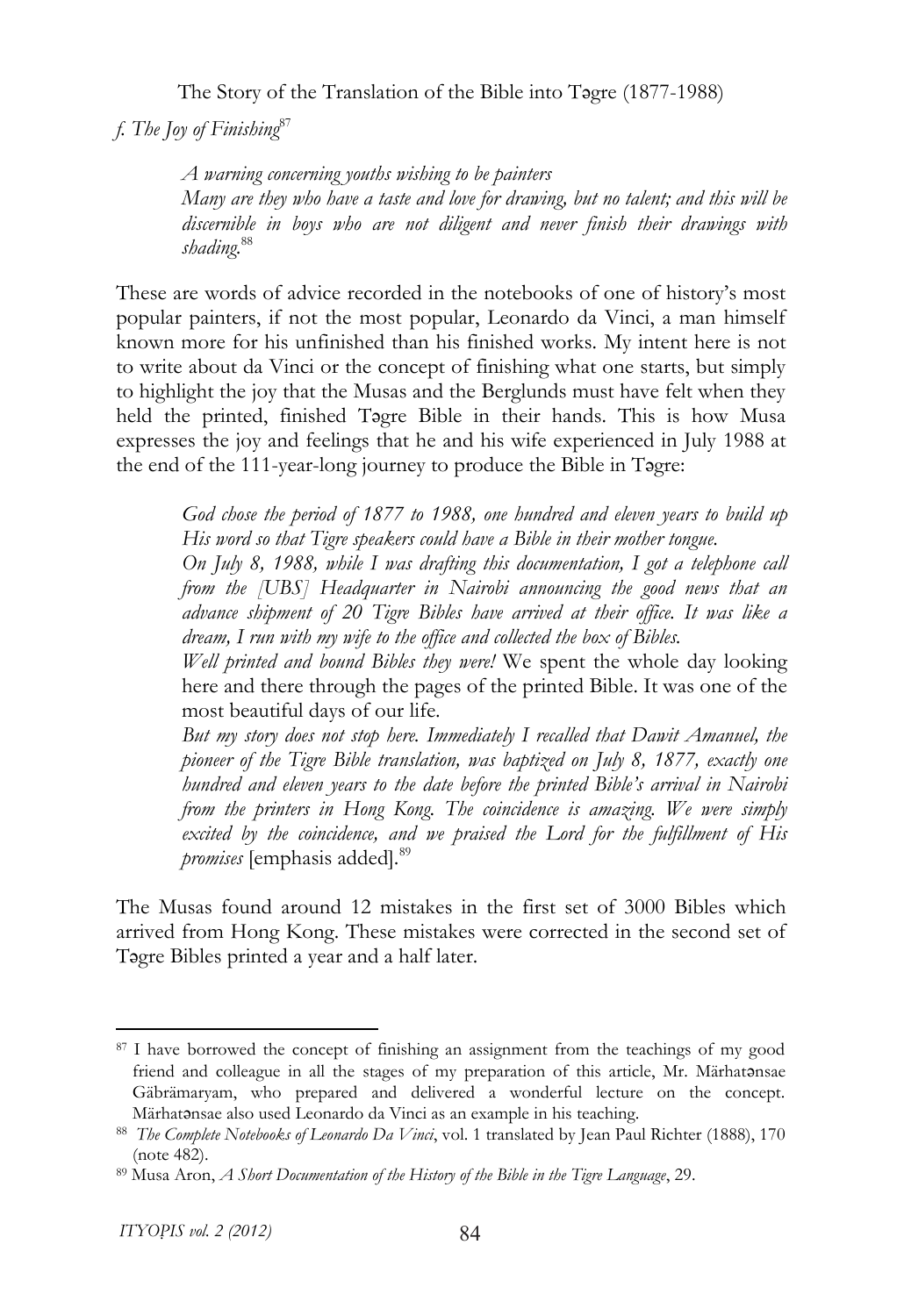*f. The Joy of Finishing*[87]

> *A warning concerning youths wishing to be painters*
> *Many are they who have a taste and love for drawing, but no talent; and this will be discernible in boys who are not diligent and never finish their drawings with shading.*[88]

These are words of advice recorded in the notebooks of one of history's most popular painters, if not the most popular, Leonardo da Vinci, a man himself known more for his unfinished than his finished works. My intent here is not to write about da Vinci or the concept of finishing what one starts, but simply to highlight the joy that the Musas and the Berglunds must have felt when they held the printed, finished Təgre Bible in their hands. This is how Musa expresses the joy and feelings that he and his wife experienced in July 1988 at the end of the 111-year-long journey to produce the Bible in Təgre:

> *God chose the period of 1877 to 1988, one hundred and eleven years to build up His word so that Tigre speakers could have a Bible in their mother tongue.*
> *On July 8, 1988, while I was drafting this documentation, I got a telephone call from the [UBS] Headquarter in Nairobi announcing the good news that an advance shipment of 20 Tigre Bibles have arrived at their office. It was like a dream, I run with my wife to the office and collected the box of Bibles.*
> *Well printed and bound Bibles they were!* We spent the whole day looking here and there through the pages of the printed Bible. It was one of the most beautiful days of our life.
> *But my story does not stop here. Immediately I recalled that Dawit Amanuel, the pioneer of the Tigre Bible translation, was baptized on July 8, 1877, exactly one hundred and eleven years to the date before the printed Bible's arrival in Nairobi from the printers in Hong Kong. The coincidence is amazing. We were simply excited by the coincidence, and we praised the Lord for the fulfillment of His promises* [emphasis added].[89]

The Musas found around 12 mistakes in the first set of 3000 Bibles which arrived from Hong Kong. These mistakes were corrected in the second set of Təgre Bibles printed a year and a half later.

---

[87] I have borrowed the concept of finishing an assignment from the teachings of my good friend and colleague in all the stages of my preparation of this article, Mr. Märhatənsae Gäbrämaryam, who prepared and delivered a wonderful lecture on the concept. Märhatənsae also used Leonardo da Vinci as an example in his teaching.

[88] *The Complete Notebooks of Leonardo Da Vinci*, vol. 1 translated by Jean Paul Richter (1888), 170 (note 482).

[89] Musa Aron, *A Short Documentation of the History of the Bible in the Tigre Language*, 29.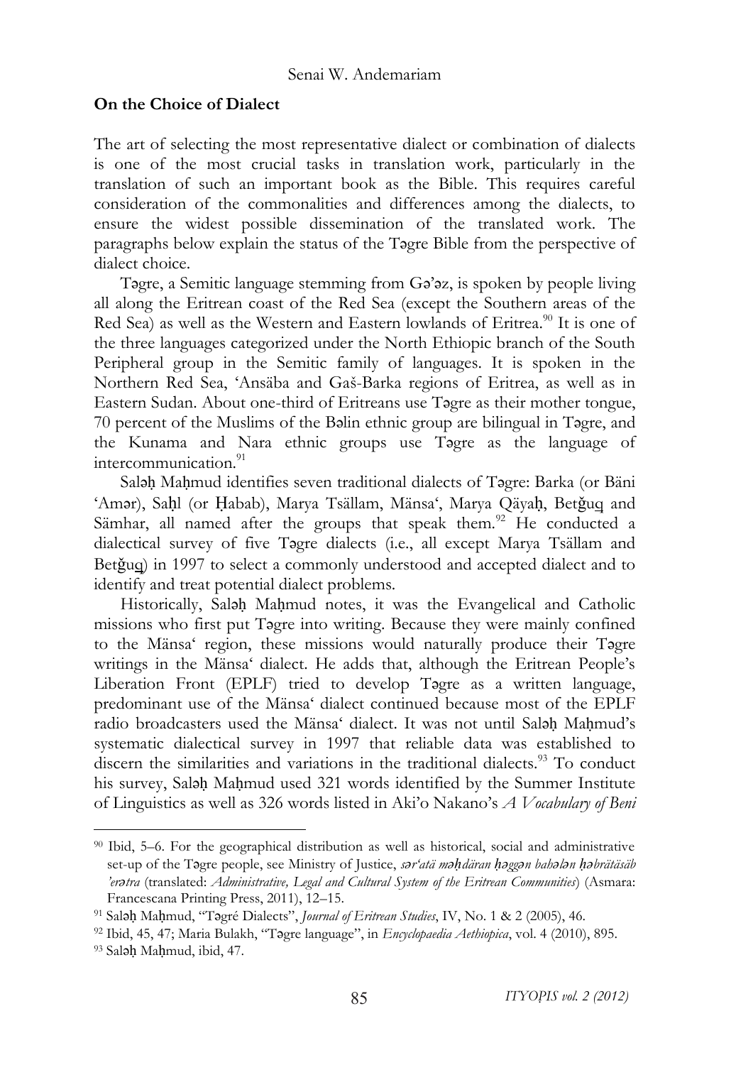## On the Choice of Dialect

The art of selecting the most representative dialect or combination of dialects is one of the most crucial tasks in translation work, particularly in the translation of such an important book as the Bible. This requires careful consideration of the commonalities and differences among the dialects, to ensure the widest possible dissemination of the translated work. The paragraphs below explain the status of the Təgre Bible from the perspective of dialect choice.

Təgre, a Semitic language stemming from Gəʻəz, is spoken by people living all along the Eritrean coast of the Red Sea (except the Southern areas of the Red Sea) as well as the Western and Eastern lowlands of Eritrea.[90] It is one of the three languages categorized under the North Ethiopic branch of the South Peripheral group in the Semitic family of languages. It is spoken in the Northern Red Sea, ʻAnsäba and Gaš-Barka regions of Eritrea, as well as in Eastern Sudan. About one-third of Eritreans use Təgre as their mother tongue, 70 percent of the Muslims of the Bəlin ethnic group are bilingual in Təgre, and the Kunama and Nara ethnic groups use Təgre as the language of intercommunication.[91]

Saləḥ Maḥmud identifies seven traditional dialects of Təgre: Barka (or Bäni ʻAmər), Saḥl (or Ḥabab), Marya Tsällam, Mänsaʻ, Marya Qäyaḥ, Betğuq and Sämhar, all named after the groups that speak them.[92] He conducted a dialectical survey of five Təgre dialects (i.e., all except Marya Tsällam and Betğuq) in 1997 to select a commonly understood and accepted dialect and to identify and treat potential dialect problems.

Historically, Saləḥ Maḥmud notes, it was the Evangelical and Catholic missions who first put Təgre into writing. Because they were mainly confined to the Mänsaʻ region, these missions would naturally produce their Təgre writings in the Mänsaʻ dialect. He adds that, although the Eritrean People's Liberation Front (EPLF) tried to develop Təgre as a written language, predominant use of the Mänsaʻ dialect continued because most of the EPLF radio broadcasters used the Mänsaʻ dialect. It was not until Saləḥ Maḥmud's systematic dialectical survey in 1997 that reliable data was established to discern the similarities and variations in the traditional dialects.[93] To conduct his survey, Saləḥ Maḥmud used 321 words identified by the Summer Institute of Linguistics as well as 326 words listed in Aki'o Nakano's *A Vocabulary of Beni*

---

[90] Ibid, 5–6. For the geographical distribution as well as historical, social and administrative set-up of the Təgre people, see Ministry of Justice, *sərʻatä məḥdäran ḥəggən bahələn ḥəbrätäsäb ʼerətra* (translated: *Administrative, Legal and Cultural System of the Eritrean Communities*) (Asmara: Francescana Printing Press, 2011), 12–15.

[91] Saləḥ Maḥmud, "Təgré Dialects", *Journal of Eritrean Studies*, IV, No. 1 & 2 (2005), 46.

[92] Ibid, 45, 47; Maria Bulakh, "Təgre language", in *Encyclopaedia Aethiopica*, vol. 4 (2010), 895.

[93] Saləḥ Maḥmud, ibid, 47.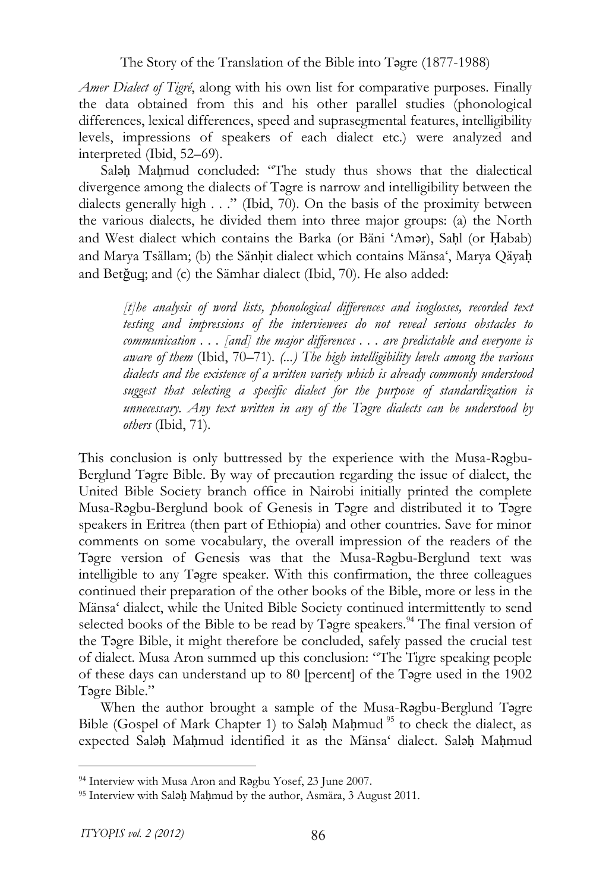*Amer Dialect of Tigré*, along with his own list for comparative purposes. Finally the data obtained from this and his other parallel studies (phonological differences, lexical differences, speed and suprasegmental features, intelligibility levels, impressions of speakers of each dialect etc.) were analyzed and interpreted (Ibid, 52–69).

Saləḥ Maḥmud concluded: "The study thus shows that the dialectical divergence among the dialects of Təgre is narrow and intelligibility between the dialects generally high . . ." (Ibid, 70). On the basis of the proximity between the various dialects, he divided them into three major groups: (a) the North and West dialect which contains the Barka (or Bäni 'Amər), Saḥl (or Ḥabab) and Marya Tsällam; (b) the Sänḥit dialect which contains Mänsa', Marya Qäyaḥ and Betğuq; and (c) the Sämhar dialect (Ibid, 70). He also added:

> *[t]he analysis of word lists, phonological differences and isoglosses, recorded text testing and impressions of the interviewees do not reveal serious obstacles to communication . . . [and] the major differences . . . are predictable and everyone is aware of them* (Ibid, 70–71). *(...) The high intelligibility levels among the various dialects and the existence of a written variety which is already commonly understood suggest that selecting a specific dialect for the purpose of standardization is unnecessary. Any text written in any of the Təgre dialects can be understood by others* (Ibid, 71).

This conclusion is only buttressed by the experience with the Musa-Rəgbu-Berglund Təgre Bible. By way of precaution regarding the issue of dialect, the United Bible Society branch office in Nairobi initially printed the complete Musa-Rəgbu-Berglund book of Genesis in Təgre and distributed it to Təgre speakers in Eritrea (then part of Ethiopia) and other countries. Save for minor comments on some vocabulary, the overall impression of the readers of the Təgre version of Genesis was that the Musa-Rəgbu-Berglund text was intelligible to any Təgre speaker. With this confirmation, the three colleagues continued their preparation of the other books of the Bible, more or less in the Mänsa' dialect, while the United Bible Society continued intermittently to send selected books of the Bible to be read by Təgre speakers.[94] The final version of the Təgre Bible, it might therefore be concluded, safely passed the crucial test of dialect. Musa Aron summed up this conclusion: "The Tigre speaking people of these days can understand up to 80 [percent] of the Təgre used in the 1902 Təgre Bible."

When the author brought a sample of the Musa-Rəgbu-Berglund Təgre Bible (Gospel of Mark Chapter 1) to Saləḥ Maḥmud [95] to check the dialect, as expected Saləḥ Maḥmud identified it as the Mänsa' dialect. Saləḥ Maḥmud

---

[94] Interview with Musa Aron and Rəgbu Yosef, 23 June 2007.

[95] Interview with Saləḥ Maḥmud by the author, Asmära, 3 August 2011.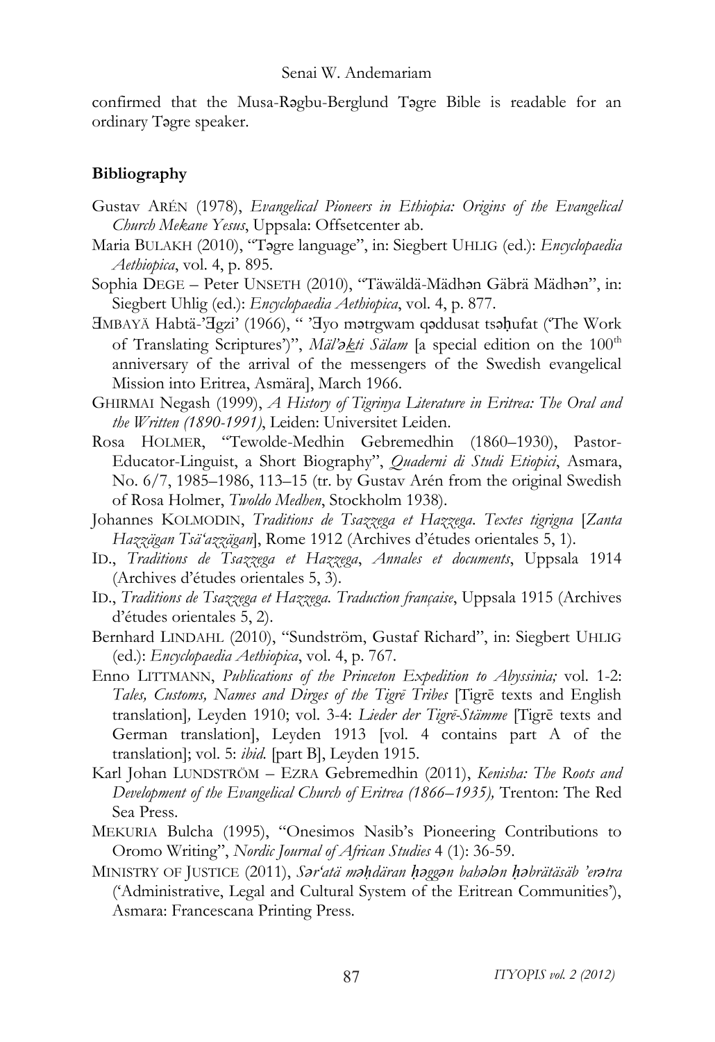confirmed that the Musa-Rəgbu-Berglund Təgre Bible is readable for an ordinary Təgre speaker.

## Bibliography

Gustav ARÉN (1978), *Evangelical Pioneers in Ethiopia: Origins of the Evangelical Church Mekane Yesus*, Uppsala: Offsetcenter ab.

Maria BULAKH (2010), "Təgre language", in: Siegbert UHLIG (ed.): *Encyclopaedia Aethiopica*, vol. 4, p. 895.

Sophia DEGE – Peter UNSETH (2010), "Täwäldä-Mädhən Gäbrä Mädhən", in: Siegbert Uhlig (ed.): *Encyclopaedia Aethiopica*, vol. 4, p. 877.

ƎMBAYÄ Habtä-'Ǝgzi' (1966), " 'Ǝyo mətrgwam qəddusat tsəḫufat ('The Work of Translating Scriptures')", *Mäl'əḵti Sälam* [a special edition on the 100th anniversary of the arrival of the messengers of the Swedish evangelical Mission into Eritrea, Asmära], March 1966.

GHIRMAI Negash (1999), *A History of Tigrinya Literature in Eritrea: The Oral and the Written (1890-1991)*, Leiden: Universitet Leiden.

Rosa HOLMER, "Tewolde-Medhin Gebremedhin (1860–1930), Pastor-Educator-Linguist, a Short Biography", *Quaderni di Studi Etiopici*, Asmara, No. 6/7, 1985–1986, 113–15 (tr. by Gustav Arén from the original Swedish of Rosa Holmer, *Twoldo Medhen*, Stockholm 1938).

Johannes KOLMODIN, *Traditions de Tsazzega et Hazzega. Textes tigrigna* [*Zanta Hazzägan Tsä'azzägan*], Rome 1912 (Archives d'études orientales 5, 1).

ID., *Traditions de Tsazzega et Hazzega*, *Annales et documents*, Uppsala 1914 (Archives d'études orientales 5, 3).

ID., *Traditions de Tsazzega et Hazzega. Traduction française*, Uppsala 1915 (Archives d'études orientales 5, 2).

Bernhard LINDAHL (2010), "Sundström, Gustaf Richard", in: Siegbert UHLIG (ed.): *Encyclopaedia Aethiopica*, vol. 4, p. 767.

Enno LITTMANN, *Publications of the Princeton Expedition to Abyssinia;* vol. 1-2: *Tales, Customs, Names and Dirges of the Tigrē Tribes* [Tigrē texts and English translation], Leyden 1910; vol. 3-4: *Lieder der Tigrē-Stämme* [Tigrē texts and German translation], Leyden 1913 [vol. 4 contains part A of the translation]; vol. 5: *ibid.* [part B], Leyden 1915.

Karl Johan LUNDSTRÖM – EZRA Gebremedhin (2011), *Kenisha: The Roots and Development of the Evangelical Church of Eritrea (1866–1935),* Trenton: The Red Sea Press.

MEKURIA Bulcha (1995), "Onesimos Nasib's Pioneering Contributions to Oromo Writing", *Nordic Journal of African Studies* 4 (1): 36-59.

MINISTRY OF JUSTICE (2011), *Sər'atä məḥdäran ḥəggən bahələn ḥəbrätäsäb 'erətra* ('Administrative, Legal and Cultural System of the Eritrean Communities'), Asmara: Francescana Printing Press.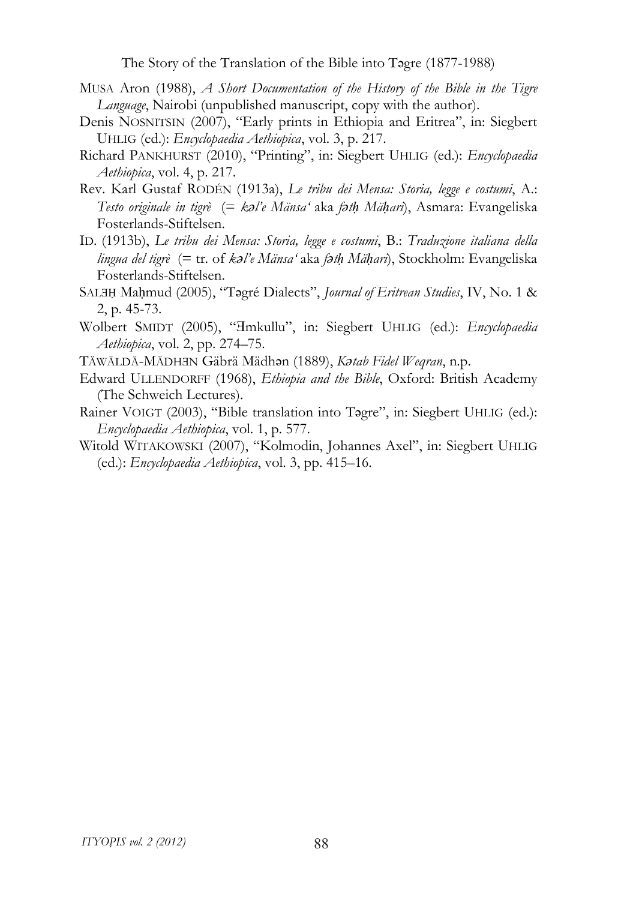MUSA Aron (1988), *A Short Documentation of the History of the Bible in the Tigre Language*, Nairobi (unpublished manuscript, copy with the author).

Denis NOSNITSIN (2007), "Early prints in Ethiopia and Eritrea", in: Siegbert UHLIG (ed.): *Encyclopaedia Aethiopica*, vol. 3, p. 217.

Richard PANKHURST (2010), "Printing", in: Siegbert UHLIG (ed.): *Encyclopaedia Aethiopica*, vol. 4, p. 217.

Rev. Karl Gustaf RODÉN (1913a), *Le tribu dei Mensa: Storia, legge e costumi*, A.: *Testo originale in tigrè* (= *kəl'e Mänsa'* aka *fəṭḥ Mäḥari*), Asmara: Evangeliska Fosterlands-Stiftelsen.

ID. (1913b), *Le tribu dei Mensa: Storia, legge e costumi*, B.: *Traduzione italiana della lingua del tigrè* (= tr. of *kəl'e Mänsa'* aka *fəṭḥ Mäḥari*), Stockholm: Evangeliska Fosterlands-Stiftelsen.

SALƎḤ Maḥmud (2005), "Təgré Dialects", *Journal of Eritrean Studies*, IV, No. 1 & 2, p. 45-73.

Wolbert SMIDT (2005), "Ǝmkullu", in: Siegbert UHLIG (ed.): *Encyclopaedia Aethiopica*, vol. 2, pp. 274–75.

TÄWÄLDÄ-MÄDHƎN Gäbrä Mädhən (1889), *Kətab Fidel Weqran*, n.p.

Edward ULLENDORFF (1968), *Ethiopia and the Bible*, Oxford: British Academy (The Schweich Lectures).

Rainer VOIGT (2003), "Bible translation into Təgre", in: Siegbert UHLIG (ed.): *Encyclopaedia Aethiopica*, vol. 1, p. 577.

Witold WITAKOWSKI (2007), "Kolmodin, Johannes Axel", in: Siegbert UHLIG (ed.): *Encyclopaedia Aethiopica*, vol. 3, pp. 415–16.